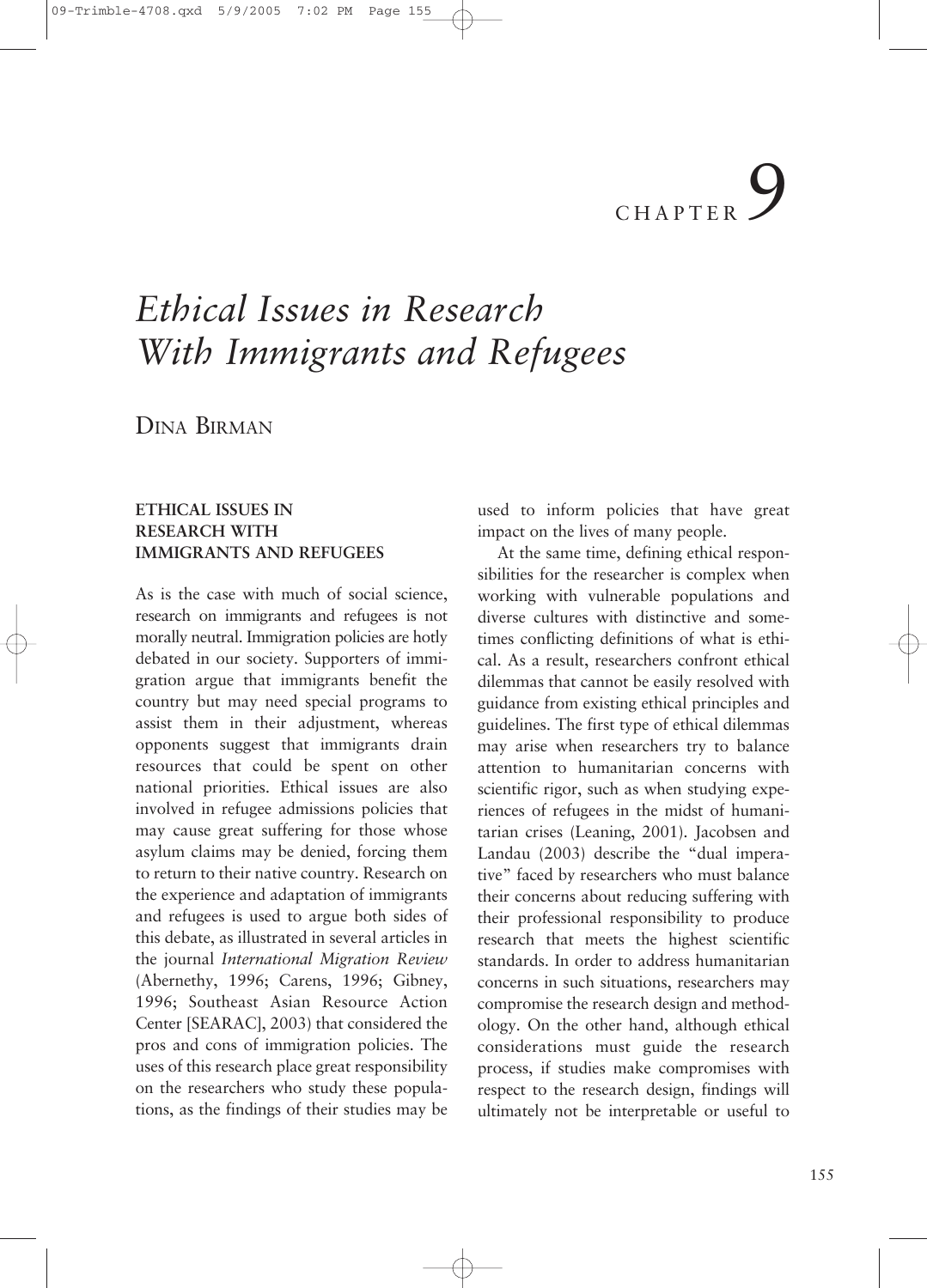# CHAPTER 9

# *Ethical Issues in Research With Immigrants and Refugees*

DINA BIRMAN

## ETHICAL ISSUES IN RESEARCH WITH IMMIGRANTS AND REFUGEES

As is the case with much of social science, research on immigrants and refugees is not morally neutral. Immigration policies are hotly debated in our society. Supporters of immigration argue that immigrants benefit the country but may need special programs to assist them in their adjustment, whereas opponents suggest that immigrants drain resources that could be spent on other national priorities. Ethical issues are also involved in refugee admissions policies that may cause great suffering for those whose asylum claims may be denied, forcing them to return to their native country. Research on the experience and adaptation of immigrants and refugees is used to argue both sides of this debate, as illustrated in several articles in the journal *International Migration Review* (Abernethy, 1996; Carens, 1996; Gibney, 1996; Southeast Asian Resource Action Center [SEARAC], 2003) that considered the pros and cons of immigration policies. The uses of this research place great responsibility on the researchers who study these populations, as the findings of their studies may be used to inform policies that have great impact on the lives of many people.

At the same time, defining ethical responsibilities for the researcher is complex when working with vulnerable populations and diverse cultures with distinctive and sometimes conflicting definitions of what is ethical. As a result, researchers confront ethical dilemmas that cannot be easily resolved with guidance from existing ethical principles and guidelines. The first type of ethical dilemmas may arise when researchers try to balance attention to humanitarian concerns with scientific rigor, such as when studying experiences of refugees in the midst of humanitarian crises (Leaning, 2001). Jacobsen and Landau (2003) describe the "dual imperative" faced by researchers who must balance their concerns about reducing suffering with their professional responsibility to produce research that meets the highest scientific standards. In order to address humanitarian concerns in such situations, researchers may compromise the research design and methodology. On the other hand, although ethical considerations must guide the research process, if studies make compromises with respect to the research design, findings will ultimately not be interpretable or useful to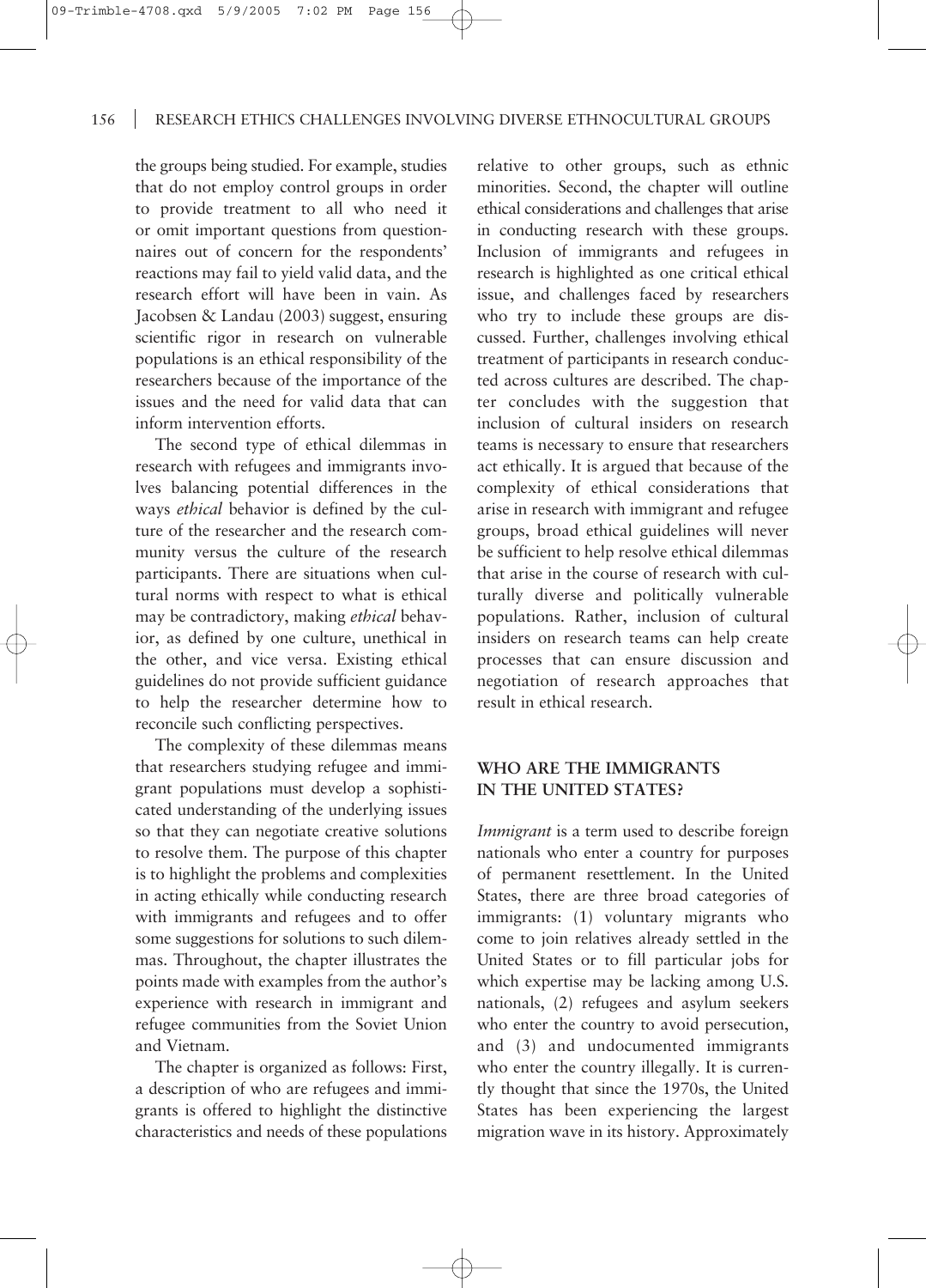the groups being studied. For example, studies that do not employ control groups in order to provide treatment to all who need it or omit important questions from questionnaires out of concern for the respondents' reactions may fail to yield valid data, and the research effort will have been in vain. As Jacobsen & Landau (2003) suggest, ensuring scientific rigor in research on vulnerable populations is an ethical responsibility of the researchers because of the importance of the issues and the need for valid data that can inform intervention efforts.

The second type of ethical dilemmas in research with refugees and immigrants involves balancing potential differences in the ways *ethical* behavior is defined by the culture of the researcher and the research community versus the culture of the research participants. There are situations when cultural norms with respect to what is ethical may be contradictory, making *ethical* behavior, as defined by one culture, unethical in the other, and vice versa. Existing ethical guidelines do not provide sufficient guidance to help the researcher determine how to reconcile such conflicting perspectives.

The complexity of these dilemmas means that researchers studying refugee and immigrant populations must develop a sophisticated understanding of the underlying issues so that they can negotiate creative solutions to resolve them. The purpose of this chapter is to highlight the problems and complexities in acting ethically while conducting research with immigrants and refugees and to offer some suggestions for solutions to such dilemmas. Throughout, the chapter illustrates the points made with examples from the author's experience with research in immigrant and refugee communities from the Soviet Union and Vietnam.

The chapter is organized as follows: First, a description of who are refugees and immigrants is offered to highlight the distinctive characteristics and needs of these populations relative to other groups, such as ethnic minorities. Second, the chapter will outline ethical considerations and challenges that arise in conducting research with these groups. Inclusion of immigrants and refugees in research is highlighted as one critical ethical issue, and challenges faced by researchers who try to include these groups are discussed. Further, challenges involving ethical treatment of participants in research conducted across cultures are described. The chapter concludes with the suggestion that inclusion of cultural insiders on research teams is necessary to ensure that researchers act ethically. It is argued that because of the complexity of ethical considerations that arise in research with immigrant and refugee groups, broad ethical guidelines will never be sufficient to help resolve ethical dilemmas that arise in the course of research with culturally diverse and politically vulnerable populations. Rather, inclusion of cultural insiders on research teams can help create processes that can ensure discussion and negotiation of research approaches that result in ethical research.

## WHO ARE THE IMMIGRANTS IN THE UNITED STATES?

*Immigrant* is a term used to describe foreign nationals who enter a country for purposes of permanent resettlement. In the United States, there are three broad categories of immigrants: (1) voluntary migrants who come to join relatives already settled in the United States or to fill particular jobs for which expertise may be lacking among U.S. nationals, (2) refugees and asylum seekers who enter the country to avoid persecution, and (3) and undocumented immigrants who enter the country illegally. It is currently thought that since the 1970s, the United States has been experiencing the largest migration wave in its history. Approximately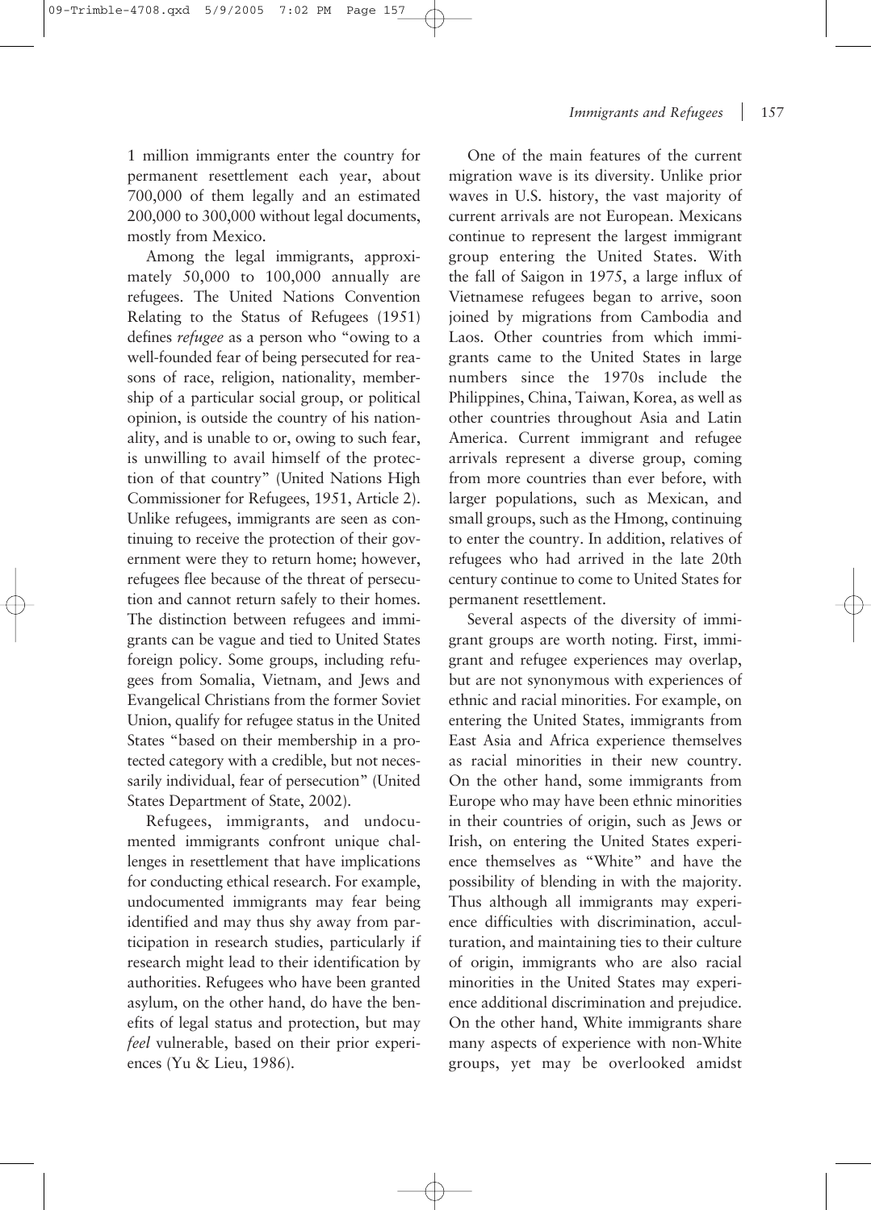1 million immigrants enter the country for permanent resettlement each year, about 700,000 of them legally and an estimated 200,000 to 300,000 without legal documents, mostly from Mexico.

Among the legal immigrants, approximately 50,000 to 100,000 annually are refugees. The United Nations Convention Relating to the Status of Refugees (1951) defines *refugee* as a person who "owing to a well-founded fear of being persecuted for reasons of race, religion, nationality, membership of a particular social group, or political opinion, is outside the country of his nationality, and is unable to or, owing to such fear, is unwilling to avail himself of the protection of that country" (United Nations High Commissioner for Refugees, 1951, Article 2). Unlike refugees, immigrants are seen as continuing to receive the protection of their government were they to return home; however, refugees flee because of the threat of persecution and cannot return safely to their homes. The distinction between refugees and immigrants can be vague and tied to United States foreign policy. Some groups, including refugees from Somalia, Vietnam, and Jews and Evangelical Christians from the former Soviet Union, qualify for refugee status in the United States "based on their membership in a protected category with a credible, but not necessarily individual, fear of persecution" (United States Department of State, 2002).

Refugees, immigrants, and undocumented immigrants confront unique challenges in resettlement that have implications for conducting ethical research. For example, undocumented immigrants may fear being identified and may thus shy away from participation in research studies, particularly if research might lead to their identification by authorities. Refugees who have been granted asylum, on the other hand, do have the benefits of legal status and protection, but may *feel* vulnerable, based on their prior experiences (Yu & Lieu, 1986).

One of the main features of the current migration wave is its diversity. Unlike prior waves in U.S. history, the vast majority of current arrivals are not European. Mexicans continue to represent the largest immigrant group entering the United States. With the fall of Saigon in 1975, a large influx of Vietnamese refugees began to arrive, soon joined by migrations from Cambodia and Laos. Other countries from which immigrants came to the United States in large numbers since the 1970s include the Philippines, China, Taiwan, Korea, as well as other countries throughout Asia and Latin America. Current immigrant and refugee arrivals represent a diverse group, coming from more countries than ever before, with larger populations, such as Mexican, and small groups, such as the Hmong, continuing to enter the country. In addition, relatives of refugees who had arrived in the late 20th century continue to come to United States for permanent resettlement.

Several aspects of the diversity of immigrant groups are worth noting. First, immigrant and refugee experiences may overlap, but are not synonymous with experiences of ethnic and racial minorities. For example, on entering the United States, immigrants from East Asia and Africa experience themselves as racial minorities in their new country. On the other hand, some immigrants from Europe who may have been ethnic minorities in their countries of origin, such as Jews or Irish, on entering the United States experience themselves as "White" and have the possibility of blending in with the majority. Thus although all immigrants may experience difficulties with discrimination, acculturation, and maintaining ties to their culture of origin, immigrants who are also racial minorities in the United States may experience additional discrimination and prejudice. On the other hand, White immigrants share many aspects of experience with non-White groups, yet may be overlooked amidst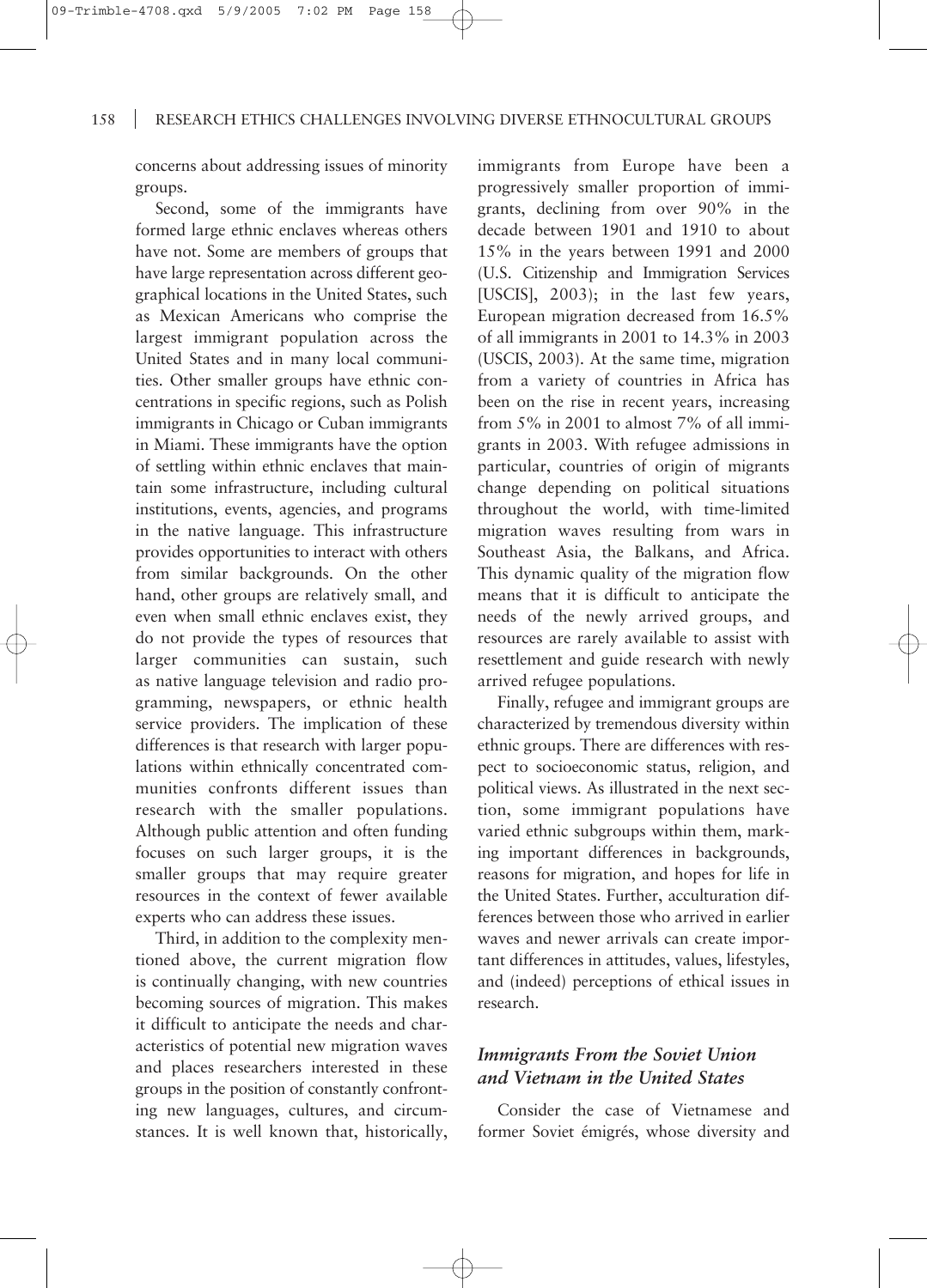concerns about addressing issues of minority groups.

Second, some of the immigrants have formed large ethnic enclaves whereas others have not. Some are members of groups that have large representation across different geographical locations in the United States, such as Mexican Americans who comprise the largest immigrant population across the United States and in many local communities. Other smaller groups have ethnic concentrations in specific regions, such as Polish immigrants in Chicago or Cuban immigrants in Miami. These immigrants have the option of settling within ethnic enclaves that maintain some infrastructure, including cultural institutions, events, agencies, and programs in the native language. This infrastructure provides opportunities to interact with others from similar backgrounds. On the other hand, other groups are relatively small, and even when small ethnic enclaves exist, they do not provide the types of resources that larger communities can sustain, such as native language television and radio programming, newspapers, or ethnic health service providers. The implication of these differences is that research with larger populations within ethnically concentrated communities confronts different issues than research with the smaller populations. Although public attention and often funding focuses on such larger groups, it is the smaller groups that may require greater resources in the context of fewer available experts who can address these issues.

Third, in addition to the complexity mentioned above, the current migration flow is continually changing, with new countries becoming sources of migration. This makes it difficult to anticipate the needs and characteristics of potential new migration waves and places researchers interested in these groups in the position of constantly confronting new languages, cultures, and circumstances. It is well known that, historically, immigrants from Europe have been a progressively smaller proportion of immigrants, declining from over 90% in the decade between 1901 and 1910 to about 15% in the years between 1991 and 2000 (U.S. Citizenship and Immigration Services [USCIS], 2003); in the last few years, European migration decreased from 16.5% of all immigrants in 2001 to 14.3% in 2003 (USCIS, 2003). At the same time, migration from a variety of countries in Africa has been on the rise in recent years, increasing from 5% in 2001 to almost 7% of all immigrants in 2003. With refugee admissions in particular, countries of origin of migrants change depending on political situations throughout the world, with time-limited migration waves resulting from wars in Southeast Asia, the Balkans, and Africa. This dynamic quality of the migration flow means that it is difficult to anticipate the needs of the newly arrived groups, and resources are rarely available to assist with resettlement and guide research with newly arrived refugee populations.

Finally, refugee and immigrant groups are characterized by tremendous diversity within ethnic groups. There are differences with respect to socioeconomic status, religion, and political views. As illustrated in the next section, some immigrant populations have varied ethnic subgroups within them, marking important differences in backgrounds, reasons for migration, and hopes for life in the United States. Further, acculturation differences between those who arrived in earlier waves and newer arrivals can create important differences in attitudes, values, lifestyles, and (indeed) perceptions of ethical issues in research.

### *Immigrants From the Soviet Union and Vietnam in the United States*

Consider the case of Vietnamese and former Soviet émigrés, whose diversity and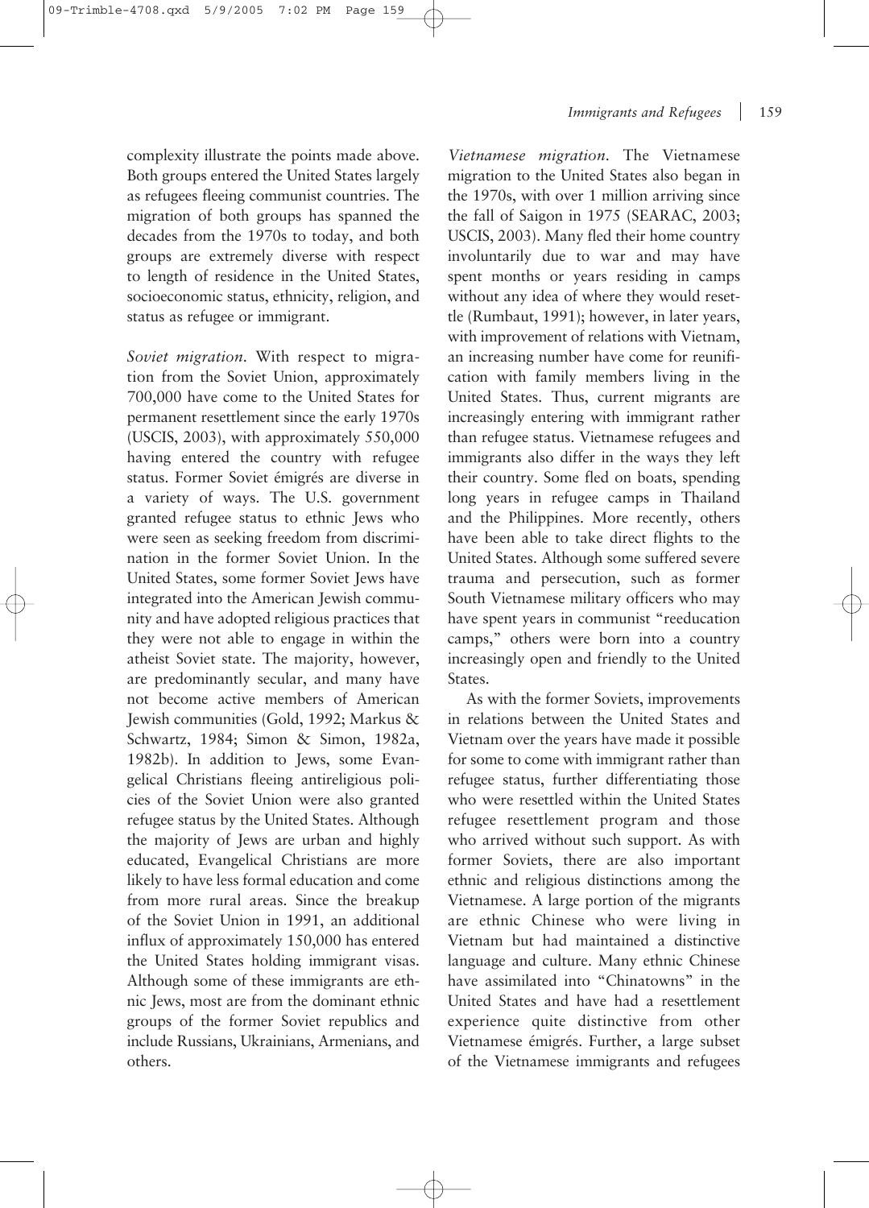complexity illustrate the points made above. Both groups entered the United States largely as refugees fleeing communist countries. The migration of both groups has spanned the decades from the 1970s to today, and both groups are extremely diverse with respect to length of residence in the United States, socioeconomic status, ethnicity, religion, and status as refugee or immigrant.

*Soviet migration.* With respect to migration from the Soviet Union, approximately 700,000 have come to the United States for permanent resettlement since the early 1970s (USCIS, 2003), with approximately 550,000 having entered the country with refugee status. Former Soviet émigrés are diverse in a variety of ways. The U.S. government granted refugee status to ethnic Jews who were seen as seeking freedom from discrimination in the former Soviet Union. In the United States, some former Soviet Jews have integrated into the American Jewish community and have adopted religious practices that they were not able to engage in within the atheist Soviet state. The majority, however, are predominantly secular, and many have not become active members of American Jewish communities (Gold, 1992; Markus & Schwartz, 1984; Simon & Simon, 1982a, 1982b). In addition to Jews, some Evangelical Christians fleeing antireligious policies of the Soviet Union were also granted refugee status by the United States. Although the majority of Jews are urban and highly educated, Evangelical Christians are more likely to have less formal education and come from more rural areas. Since the breakup of the Soviet Union in 1991, an additional influx of approximately 150,000 has entered the United States holding immigrant visas. Although some of these immigrants are ethnic Jews, most are from the dominant ethnic groups of the former Soviet republics and include Russians, Ukrainians, Armenians, and others.

*Vietnamese migration.* The Vietnamese migration to the United States also began in the 1970s, with over 1 million arriving since the fall of Saigon in 1975 (SEARAC, 2003; USCIS, 2003). Many fled their home country involuntarily due to war and may have spent months or years residing in camps without any idea of where they would resettle (Rumbaut, 1991); however, in later years, with improvement of relations with Vietnam, an increasing number have come for reunification with family members living in the United States. Thus, current migrants are increasingly entering with immigrant rather than refugee status. Vietnamese refugees and immigrants also differ in the ways they left their country. Some fled on boats, spending long years in refugee camps in Thailand and the Philippines. More recently, others have been able to take direct flights to the United States. Although some suffered severe trauma and persecution, such as former South Vietnamese military officers who may have spent years in communist "reeducation camps," others were born into a country increasingly open and friendly to the United States.

As with the former Soviets, improvements in relations between the United States and Vietnam over the years have made it possible for some to come with immigrant rather than refugee status, further differentiating those who were resettled within the United States refugee resettlement program and those who arrived without such support. As with former Soviets, there are also important ethnic and religious distinctions among the Vietnamese. A large portion of the migrants are ethnic Chinese who were living in Vietnam but had maintained a distinctive language and culture. Many ethnic Chinese have assimilated into "Chinatowns" in the United States and have had a resettlement experience quite distinctive from other Vietnamese émigrés. Further, a large subset of the Vietnamese immigrants and refugees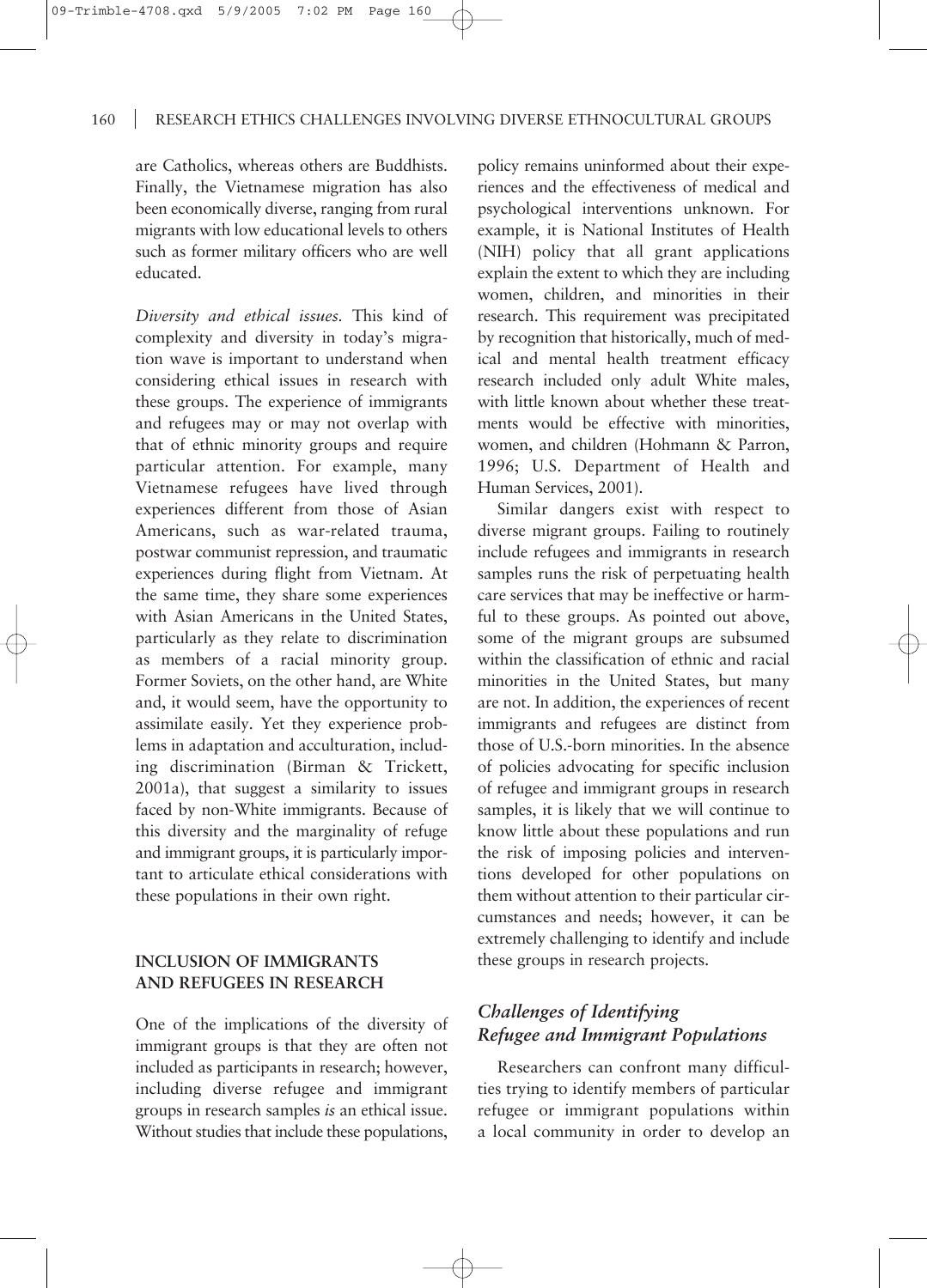are Catholics, whereas others are Buddhists. Finally, the Vietnamese migration has also been economically diverse, ranging from rural migrants with low educational levels to others such as former military officers who are well educated.

*Diversity and ethical issues.* This kind of complexity and diversity in today's migration wave is important to understand when considering ethical issues in research with these groups. The experience of immigrants and refugees may or may not overlap with that of ethnic minority groups and require particular attention. For example, many Vietnamese refugees have lived through experiences different from those of Asian Americans, such as war-related trauma, postwar communist repression, and traumatic experiences during flight from Vietnam. At the same time, they share some experiences with Asian Americans in the United States, particularly as they relate to discrimination as members of a racial minority group. Former Soviets, on the other hand, are White and, it would seem, have the opportunity to assimilate easily. Yet they experience problems in adaptation and acculturation, including discrimination (Birman & Trickett, 2001a), that suggest a similarity to issues faced by non-White immigrants. Because of this diversity and the marginality of refuge and immigrant groups, it is particularly important to articulate ethical considerations with these populations in their own right.

## INCLUSION OF IMMIGRANTS AND REFUGEES IN RESEARCH

One of the implications of the diversity of immigrant groups is that they are often not included as participants in research; however, including diverse refugee and immigrant groups in research samples *is* an ethical issue. Without studies that include these populations, policy remains uninformed about their experiences and the effectiveness of medical and psychological interventions unknown. For example, it is National Institutes of Health (NIH) policy that all grant applications explain the extent to which they are including women, children, and minorities in their research. This requirement was precipitated by recognition that historically, much of medical and mental health treatment efficacy research included only adult White males, with little known about whether these treatments would be effective with minorities, women, and children (Hohmann & Parron, 1996; U.S. Department of Health and Human Services, 2001).

Similar dangers exist with respect to diverse migrant groups. Failing to routinely include refugees and immigrants in research samples runs the risk of perpetuating health care services that may be ineffective or harmful to these groups. As pointed out above, some of the migrant groups are subsumed within the classification of ethnic and racial minorities in the United States, but many are not. In addition, the experiences of recent immigrants and refugees are distinct from those of U.S.-born minorities. In the absence of policies advocating for specific inclusion of refugee and immigrant groups in research samples, it is likely that we will continue to know little about these populations and run the risk of imposing policies and interventions developed for other populations on them without attention to their particular circumstances and needs; however, it can be extremely challenging to identify and include these groups in research projects.

### *Challenges of Identifying Refugee and Immigrant Populations*

Researchers can confront many difficulties trying to identify members of particular refugee or immigrant populations within a local community in order to develop an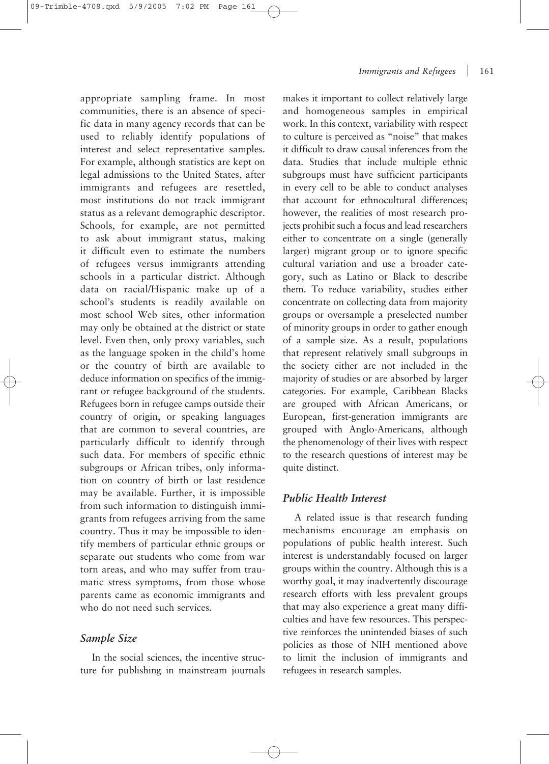appropriate sampling frame. In most communities, there is an absence of specific data in many agency records that can be used to reliably identify populations of interest and select representative samples. For example, although statistics are kept on legal admissions to the United States, after immigrants and refugees are resettled, most institutions do not track immigrant status as a relevant demographic descriptor. Schools, for example, are not permitted to ask about immigrant status, making it difficult even to estimate the numbers of refugees versus immigrants attending schools in a particular district. Although data on racial/Hispanic make up of a school's students is readily available on most school Web sites, other information may only be obtained at the district or state level. Even then, only proxy variables, such as the language spoken in the child's home or the country of birth are available to deduce information on specifics of the immigrant or refugee background of the students. Refugees born in refugee camps outside their country of origin, or speaking languages that are common to several countries, are particularly difficult to identify through such data. For members of specific ethnic subgroups or African tribes, only information on country of birth or last residence may be available. Further, it is impossible from such information to distinguish immigrants from refugees arriving from the same country. Thus it may be impossible to identify members of particular ethnic groups or separate out students who come from war torn areas, and who may suffer from traumatic stress symptoms, from those whose parents came as economic immigrants and who do not need such services.

### *Sample Size*

In the social sciences, the incentive structure for publishing in mainstream journals makes it important to collect relatively large and homogeneous samples in empirical work. In this context, variability with respect to culture is perceived as "noise" that makes it difficult to draw causal inferences from the data. Studies that include multiple ethnic subgroups must have sufficient participants in every cell to be able to conduct analyses that account for ethnocultural differences; however, the realities of most research projects prohibit such a focus and lead researchers either to concentrate on a single (generally larger) migrant group or to ignore specific cultural variation and use a broader category, such as Latino or Black to describe them. To reduce variability, studies either concentrate on collecting data from majority groups or oversample a preselected number of minority groups in order to gather enough of a sample size. As a result, populations that represent relatively small subgroups in the society either are not included in the majority of studies or are absorbed by larger categories. For example, Caribbean Blacks are grouped with African Americans, or European, first-generation immigrants are grouped with Anglo-Americans, although the phenomenology of their lives with respect to the research questions of interest may be quite distinct.

### *Public Health Interest*

A related issue is that research funding mechanisms encourage an emphasis on populations of public health interest. Such interest is understandably focused on larger groups within the country. Although this is a worthy goal, it may inadvertently discourage research efforts with less prevalent groups that may also experience a great many difficulties and have few resources. This perspective reinforces the unintended biases of such policies as those of NIH mentioned above to limit the inclusion of immigrants and refugees in research samples.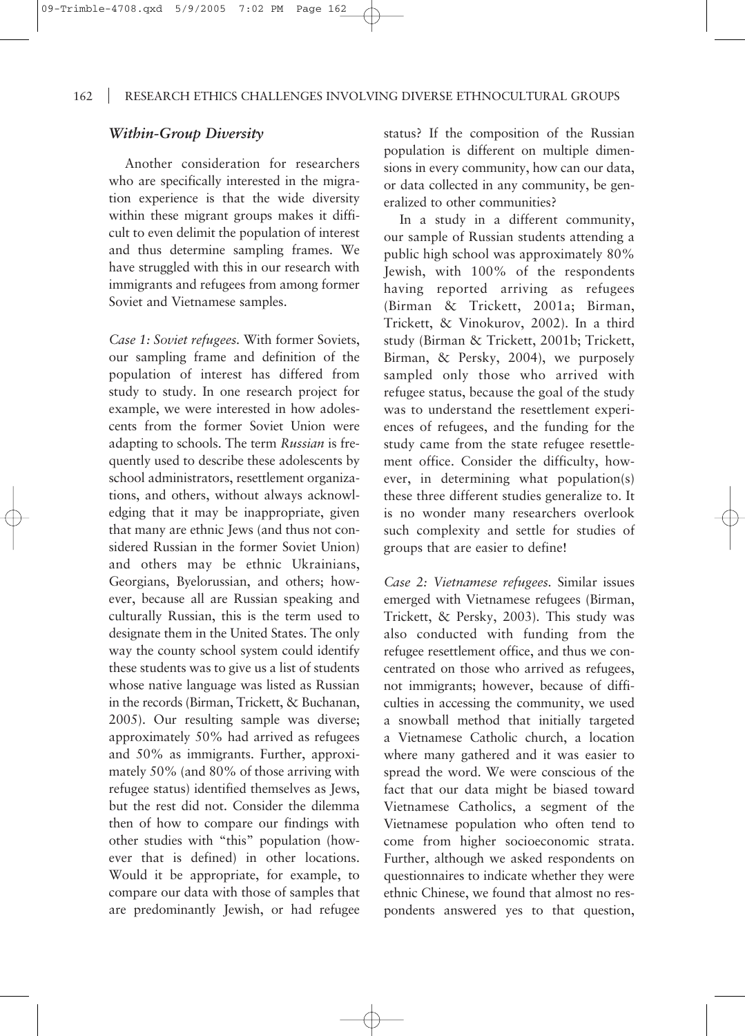### *Within-Group Diversity*

Another consideration for researchers who are specifically interested in the migration experience is that the wide diversity within these migrant groups makes it difficult to even delimit the population of interest and thus determine sampling frames. We have struggled with this in our research with immigrants and refugees from among former Soviet and Vietnamese samples.

*Case 1: Soviet refugees.* With former Soviets, our sampling frame and definition of the population of interest has differed from study to study. In one research project for example, we were interested in how adolescents from the former Soviet Union were adapting to schools. The term *Russian* is frequently used to describe these adolescents by school administrators, resettlement organizations, and others, without always acknowledging that it may be inappropriate, given that many are ethnic Jews (and thus not considered Russian in the former Soviet Union) and others may be ethnic Ukrainians, Georgians, Byelorussian, and others; however, because all are Russian speaking and culturally Russian, this is the term used to designate them in the United States. The only way the county school system could identify these students was to give us a list of students whose native language was listed as Russian in the records (Birman, Trickett, & Buchanan, 2005). Our resulting sample was diverse; approximately 50% had arrived as refugees and 50% as immigrants. Further, approximately 50% (and 80% of those arriving with refugee status) identified themselves as Jews, but the rest did not. Consider the dilemma then of how to compare our findings with other studies with "this" population (however that is defined) in other locations. Would it be appropriate, for example, to compare our data with those of samples that are predominantly Jewish, or had refugee status? If the composition of the Russian population is different on multiple dimensions in every community, how can our data, or data collected in any community, be generalized to other communities?

In a study in a different community, our sample of Russian students attending a public high school was approximately 80% Jewish, with 100% of the respondents having reported arriving as refugees (Birman & Trickett, 2001a; Birman, Trickett, & Vinokurov, 2002). In a third study (Birman & Trickett, 2001b; Trickett, Birman, & Persky, 2004), we purposely sampled only those who arrived with refugee status, because the goal of the study was to understand the resettlement experiences of refugees, and the funding for the study came from the state refugee resettlement office. Consider the difficulty, however, in determining what population(s) these three different studies generalize to. It is no wonder many researchers overlook such complexity and settle for studies of groups that are easier to define!

*Case 2: Vietnamese refugees.* Similar issues emerged with Vietnamese refugees (Birman, Trickett, & Persky, 2003). This study was also conducted with funding from the refugee resettlement office, and thus we concentrated on those who arrived as refugees, not immigrants; however, because of difficulties in accessing the community, we used a snowball method that initially targeted a Vietnamese Catholic church, a location where many gathered and it was easier to spread the word. We were conscious of the fact that our data might be biased toward Vietnamese Catholics, a segment of the Vietnamese population who often tend to come from higher socioeconomic strata. Further, although we asked respondents on questionnaires to indicate whether they were ethnic Chinese, we found that almost no respondents answered yes to that question,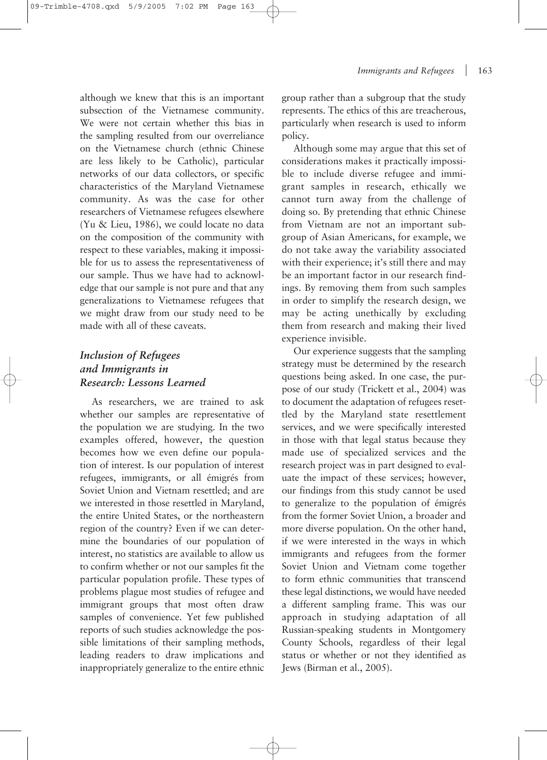although we knew that this is an important subsection of the Vietnamese community. We were not certain whether this bias in the sampling resulted from our overreliance on the Vietnamese church (ethnic Chinese are less likely to be Catholic), particular networks of our data collectors, or specific characteristics of the Maryland Vietnamese community. As was the case for other researchers of Vietnamese refugees elsewhere (Yu & Lieu, 1986), we could locate no data on the composition of the community with respect to these variables, making it impossible for us to assess the representativeness of our sample. Thus we have had to acknowledge that our sample is not pure and that any generalizations to Vietnamese refugees that we might draw from our study need to be made with all of these caveats.

### *Inclusion of Refugees and Immigrants in Research: Lessons Learned*

As researchers, we are trained to ask whether our samples are representative of the population we are studying. In the two examples offered, however, the question becomes how we even define our population of interest. Is our population of interest refugees, immigrants, or all émigrés from Soviet Union and Vietnam resettled; and are we interested in those resettled in Maryland, the entire United States, or the northeastern region of the country? Even if we can determine the boundaries of our population of interest, no statistics are available to allow us to confirm whether or not our samples fit the particular population profile. These types of problems plague most studies of refugee and immigrant groups that most often draw samples of convenience. Yet few published reports of such studies acknowledge the possible limitations of their sampling methods, leading readers to draw implications and inappropriately generalize to the entire ethnic group rather than a subgroup that the study represents. The ethics of this are treacherous, particularly when research is used to inform policy.

Although some may argue that this set of considerations makes it practically impossible to include diverse refugee and immigrant samples in research, ethically we cannot turn away from the challenge of doing so. By pretending that ethnic Chinese from Vietnam are not an important subgroup of Asian Americans, for example, we do not take away the variability associated with their experience; it's still there and may be an important factor in our research findings. By removing them from such samples in order to simplify the research design, we may be acting unethically by excluding them from research and making their lived experience invisible.

Our experience suggests that the sampling strategy must be determined by the research questions being asked. In one case, the purpose of our study (Trickett et al., 2004) was to document the adaptation of refugees resettled by the Maryland state resettlement services, and we were specifically interested in those with that legal status because they made use of specialized services and the research project was in part designed to evaluate the impact of these services; however, our findings from this study cannot be used to generalize to the population of émigrés from the former Soviet Union, a broader and more diverse population. On the other hand, if we were interested in the ways in which immigrants and refugees from the former Soviet Union and Vietnam come together to form ethnic communities that transcend these legal distinctions, we would have needed a different sampling frame. This was our approach in studying adaptation of all Russian-speaking students in Montgomery County Schools, regardless of their legal status or whether or not they identified as Jews (Birman et al., 2005).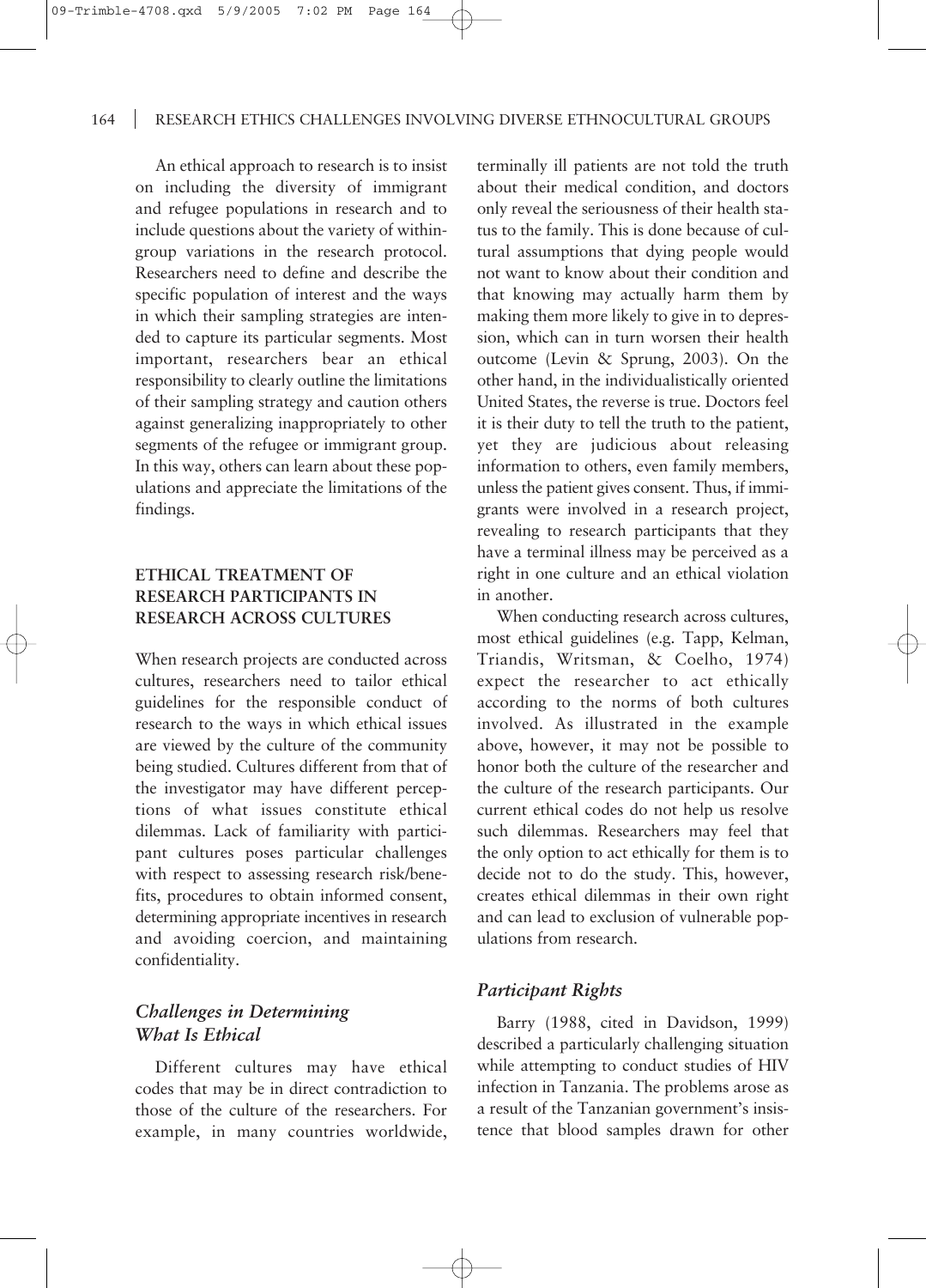An ethical approach to research is to insist on including the diversity of immigrant and refugee populations in research and to include questions about the variety of within-group variations in the research protocol. Researchers need to define and describe the specific population of interest and the ways in which their sampling strategies are intended to capture its particular segments. Most important, researchers bear an ethical responsibility to clearly outline the limitations of their sampling strategy and caution others against generalizing inappropriately to other segments of the refugee or immigrant group. In this way, others can learn about these populations and appreciate the limitations of the findings.

## ETHICAL TREATMENT OF RESEARCH PARTICIPANTS IN RESEARCH ACROSS CULTURES

When research projects are conducted across cultures, researchers need to tailor ethical guidelines for the responsible conduct of research to the ways in which ethical issues are viewed by the culture of the community being studied. Cultures different from that of the investigator may have different perceptions of what issues constitute ethical dilemmas. Lack of familiarity with participant cultures poses particular challenges with respect to assessing research risk/benefits, procedures to obtain informed consent, determining appropriate incentives in research and avoiding coercion, and maintaining confidentiality.

### *Challenges in Determining What Is Ethical*

Different cultures may have ethical codes that may be in direct contradiction to those of the culture of the researchers. For example, in many countries worldwide, terminally ill patients are not told the truth about their medical condition, and doctors only reveal the seriousness of their health status to the family. This is done because of cultural assumptions that dying people would not want to know about their condition and that knowing may actually harm them by making them more likely to give in to depression, which can in turn worsen their health outcome (Levin & Sprung, 2003). On the other hand, in the individualistically oriented United States, the reverse is true. Doctors feel it is their duty to tell the truth to the patient, yet they are judicious about releasing information to others, even family members, unless the patient gives consent. Thus, if immigrants were involved in a research project, revealing to research participants that they have a terminal illness may be perceived as a right in one culture and an ethical violation in another.

When conducting research across cultures, most ethical guidelines (e.g. Tapp, Kelman, Triandis, Writsman, & Coelho, 1974) expect the researcher to act ethically according to the norms of both cultures involved. As illustrated in the example above, however, it may not be possible to honor both the culture of the researcher and the culture of the research participants. Our current ethical codes do not help us resolve such dilemmas. Researchers may feel that the only option to act ethically for them is to decide not to do the study. This, however, creates ethical dilemmas in their own right and can lead to exclusion of vulnerable populations from research.

### *Participant Rights*

Barry (1988, cited in Davidson, 1999) described a particularly challenging situation while attempting to conduct studies of HIV infection in Tanzania. The problems arose as a result of the Tanzanian government's insistence that blood samples drawn for other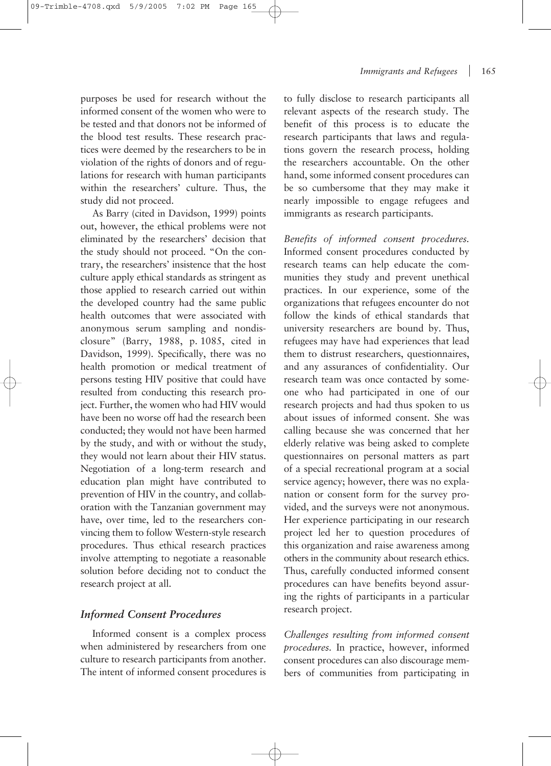purposes be used for research without the informed consent of the women who were to be tested and that donors not be informed of the blood test results. These research practices were deemed by the researchers to be in violation of the rights of donors and of regulations for research with human participants within the researchers' culture. Thus, the study did not proceed.

As Barry (cited in Davidson, 1999) points out, however, the ethical problems were not eliminated by the researchers' decision that the study should not proceed. "On the contrary, the researchers' insistence that the host culture apply ethical standards as stringent as those applied to research carried out within the developed country had the same public health outcomes that were associated with anonymous serum sampling and nondisclosure" (Barry, 1988, p. 1085, cited in Davidson, 1999). Specifically, there was no health promotion or medical treatment of persons testing HIV positive that could have resulted from conducting this research project. Further, the women who had HIV would have been no worse off had the research been conducted; they would not have been harmed by the study, and with or without the study, they would not learn about their HIV status. Negotiation of a long-term research and education plan might have contributed to prevention of HIV in the country, and collaboration with the Tanzanian government may have, over time, led to the researchers convincing them to follow Western-style research procedures. Thus ethical research practices involve attempting to negotiate a reasonable solution before deciding not to conduct the research project at all.

### *Informed Consent Procedures*

Informed consent is a complex process when administered by researchers from one culture to research participants from another. The intent of informed consent procedures is to fully disclose to research participants all relevant aspects of the research study. The benefit of this process is to educate the research participants that laws and regulations govern the research process, holding the researchers accountable. On the other hand, some informed consent procedures can be so cumbersome that they may make it nearly impossible to engage refugees and immigrants as research participants.

*Benefits of informed consent procedures.* Informed consent procedures conducted by research teams can help educate the communities they study and prevent unethical practices. In our experience, some of the organizations that refugees encounter do not follow the kinds of ethical standards that university researchers are bound by. Thus, refugees may have had experiences that lead them to distrust researchers, questionnaires, and any assurances of confidentiality. Our research team was once contacted by someone who had participated in one of our research projects and had thus spoken to us about issues of informed consent. She was calling because she was concerned that her elderly relative was being asked to complete questionnaires on personal matters as part of a special recreational program at a social service agency; however, there was no explanation or consent form for the survey provided, and the surveys were not anonymous. Her experience participating in our research project led her to question procedures of this organization and raise awareness among others in the community about research ethics. Thus, carefully conducted informed consent procedures can have benefits beyond assuring the rights of participants in a particular research project.

*Challenges resulting from informed consent procedures.* In practice, however, informed consent procedures can also discourage members of communities from participating in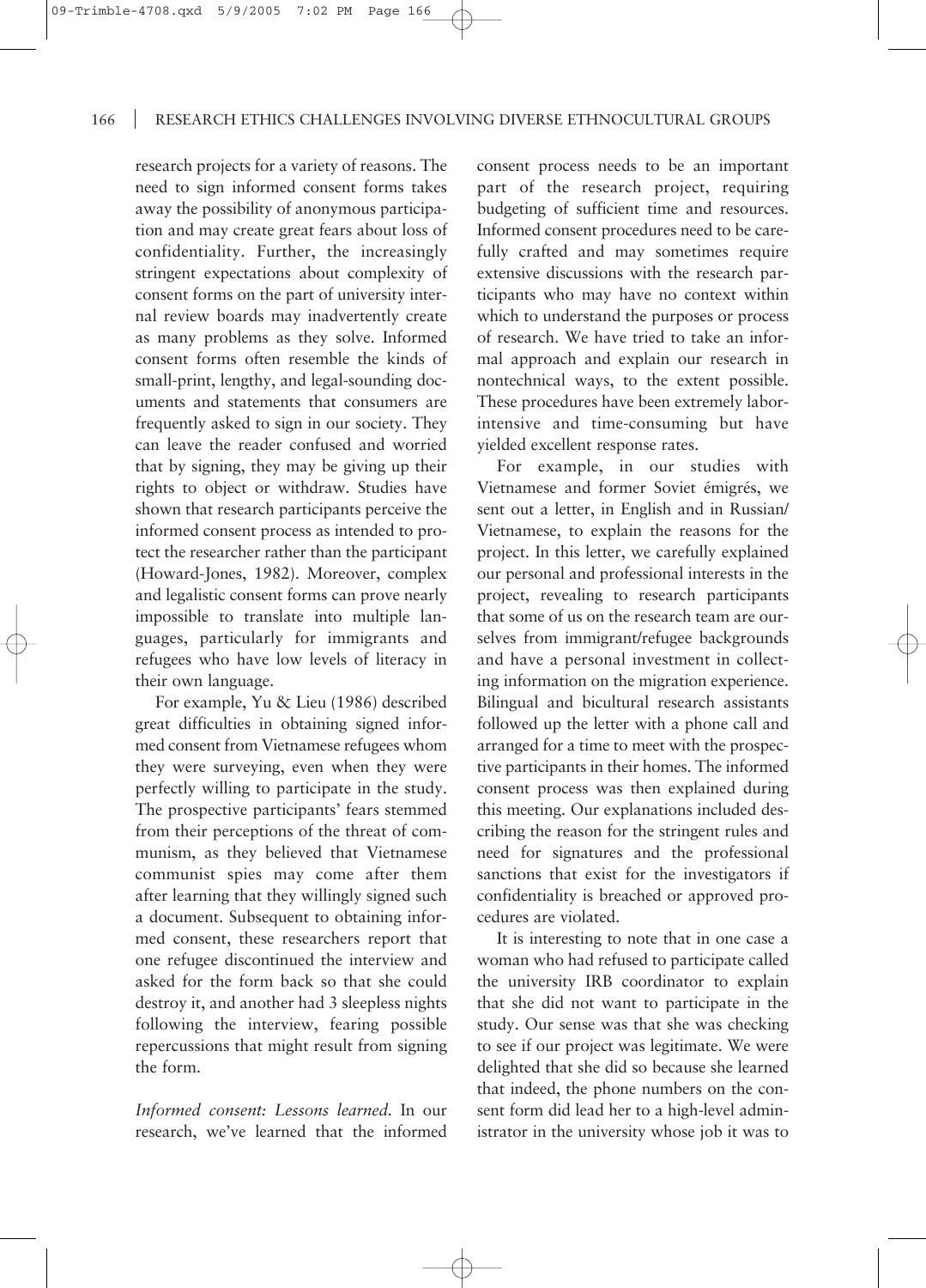research projects for a variety of reasons. The need to sign informed consent forms takes away the possibility of anonymous participation and may create great fears about loss of confidentiality. Further, the increasingly stringent expectations about complexity of consent forms on the part of university internal review boards may inadvertently create as many problems as they solve. Informed consent forms often resemble the kinds of small-print, lengthy, and legal-sounding documents and statements that consumers are frequently asked to sign in our society. They can leave the reader confused and worried that by signing, they may be giving up their rights to object or withdraw. Studies have shown that research participants perceive the informed consent process as intended to protect the researcher rather than the participant (Howard-Jones, 1982). Moreover, complex and legalistic consent forms can prove nearly impossible to translate into multiple languages, particularly for immigrants and refugees who have low levels of literacy in their own language.

For example, Yu & Lieu (1986) described great difficulties in obtaining signed informed consent from Vietnamese refugees whom they were surveying, even when they were perfectly willing to participate in the study. The prospective participants' fears stemmed from their perceptions of the threat of communism, as they believed that Vietnamese communist spies may come after them after learning that they willingly signed such a document. Subsequent to obtaining informed consent, these researchers report that one refugee discontinued the interview and asked for the form back so that she could destroy it, and another had 3 sleepless nights following the interview, fearing possible repercussions that might result from signing the form.

*Informed consent: Lessons learned.* In our research, we've learned that the informed consent process needs to be an important part of the research project, requiring budgeting of sufficient time and resources. Informed consent procedures need to be carefully crafted and may sometimes require extensive discussions with the research participants who may have no context within which to understand the purposes or process of research. We have tried to take an informal approach and explain our research in nontechnical ways, to the extent possible. These procedures have been extremely labor-intensive and time-consuming but have yielded excellent response rates.

For example, in our studies with Vietnamese and former Soviet émigrés, we sent out a letter, in English and in Russian/Vietnamese, to explain the reasons for the project. In this letter, we carefully explained our personal and professional interests in the project, revealing to research participants that some of us on the research team are ourselves from immigrant/refugee backgrounds and have a personal investment in collecting information on the migration experience. Bilingual and bicultural research assistants followed up the letter with a phone call and arranged for a time to meet with the prospective participants in their homes. The informed consent process was then explained during this meeting. Our explanations included describing the reason for the stringent rules and need for signatures and the professional sanctions that exist for the investigators if confidentiality is breached or approved procedures are violated.

It is interesting to note that in one case a woman who had refused to participate called the university IRB coordinator to explain that she did not want to participate in the study. Our sense was that she was checking to see if our project was legitimate. We were delighted that she did so because she learned that indeed, the phone numbers on the consent form did lead her to a high-level administrator in the university whose job it was to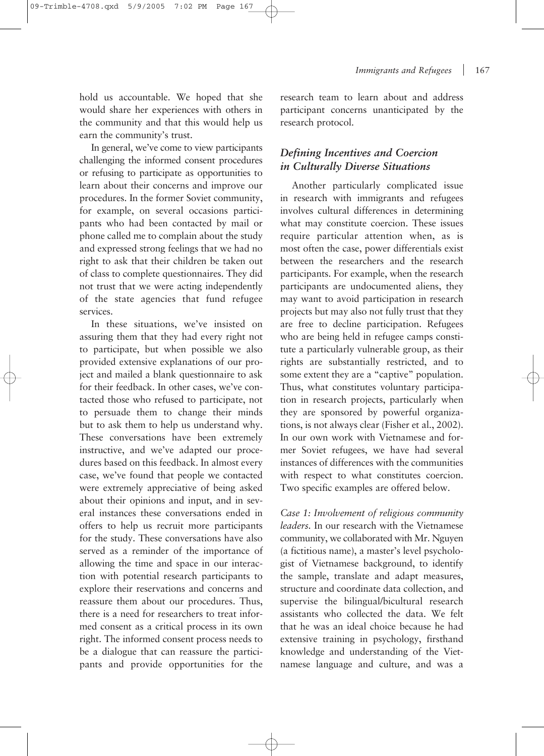hold us accountable. We hoped that she would share her experiences with others in the community and that this would help us earn the community's trust.

In general, we've come to view participants challenging the informed consent procedures or refusing to participate as opportunities to learn about their concerns and improve our procedures. In the former Soviet community, for example, on several occasions participants who had been contacted by mail or phone called me to complain about the study and expressed strong feelings that we had no right to ask that their children be taken out of class to complete questionnaires. They did not trust that we were acting independently of the state agencies that fund refugee services.

In these situations, we've insisted on assuring them that they had every right not to participate, but when possible we also provided extensive explanations of our project and mailed a blank questionnaire to ask for their feedback. In other cases, we've contacted those who refused to participate, not to persuade them to change their minds but to ask them to help us understand why. These conversations have been extremely instructive, and we've adapted our procedures based on this feedback. In almost every case, we've found that people we contacted were extremely appreciative of being asked about their opinions and input, and in several instances these conversations ended in offers to help us recruit more participants for the study. These conversations have also served as a reminder of the importance of allowing the time and space in our interaction with potential research participants to explore their reservations and concerns and reassure them about our procedures. Thus, there is a need for researchers to treat informed consent as a critical process in its own right. The informed consent process needs to be a dialogue that can reassure the participants and provide opportunities for the research team to learn about and address participant concerns unanticipated by the research protocol.

### *Defining Incentives and Coercion in Culturally Diverse Situations*

Another particularly complicated issue in research with immigrants and refugees involves cultural differences in determining what may constitute coercion. These issues require particular attention when, as is most often the case, power differentials exist between the researchers and the research participants. For example, when the research participants are undocumented aliens, they may want to avoid participation in research projects but may also not fully trust that they are free to decline participation. Refugees who are being held in refugee camps constitute a particularly vulnerable group, as their rights are substantially restricted, and to some extent they are a "captive" population. Thus, what constitutes voluntary participation in research projects, particularly when they are sponsored by powerful organizations, is not always clear (Fisher et al., 2002). In our own work with Vietnamese and former Soviet refugees, we have had several instances of differences with the communities with respect to what constitutes coercion. Two specific examples are offered below.

*Case 1: Involvement of religious community leaders.* In our research with the Vietnamese community, we collaborated with Mr. Nguyen (a fictitious name), a master's level psychologist of Vietnamese background, to identify the sample, translate and adapt measures, structure and coordinate data collection, and supervise the bilingual/bicultural research assistants who collected the data. We felt that he was an ideal choice because he had extensive training in psychology, firsthand knowledge and understanding of the Vietnamese language and culture, and was a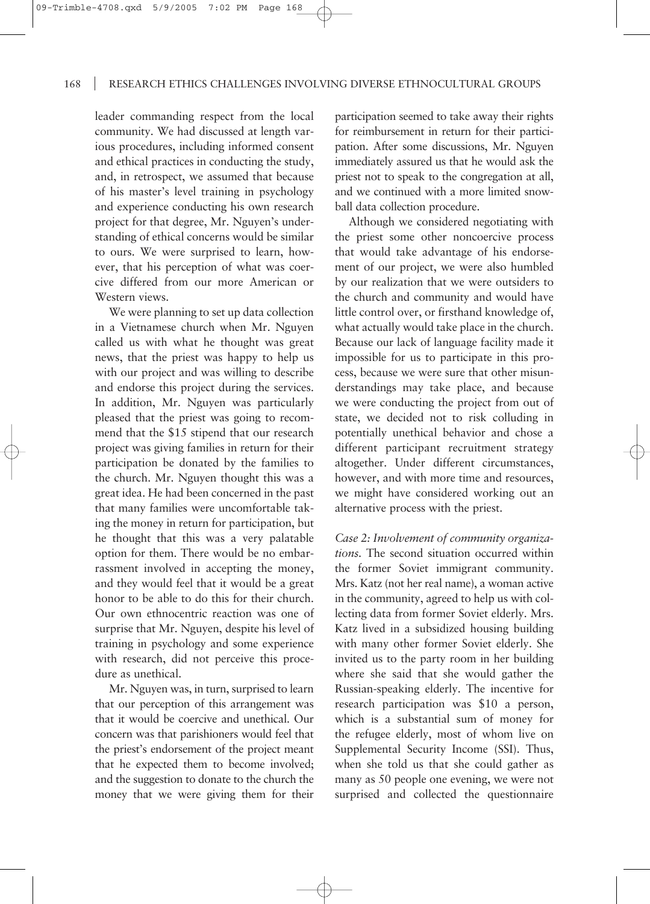leader commanding respect from the local community. We had discussed at length various procedures, including informed consent and ethical practices in conducting the study, and, in retrospect, we assumed that because of his master's level training in psychology and experience conducting his own research project for that degree, Mr. Nguyen's understanding of ethical concerns would be similar to ours. We were surprised to learn, however, that his perception of what was coercive differed from our more American or Western views.

We were planning to set up data collection in a Vietnamese church when Mr. Nguyen called us with what he thought was great news, that the priest was happy to help us with our project and was willing to describe and endorse this project during the services. In addition, Mr. Nguyen was particularly pleased that the priest was going to recommend that the $15 stipend that our research project was giving families in return for their participation be donated by the families to the church. Mr. Nguyen thought this was a great idea. He had been concerned in the past that many families were uncomfortable taking the money in return for participation, but he thought that this was a very palatable option for them. There would be no embarrassment involved in accepting the money, and they would feel that it would be a great honor to be able to do this for their church. Our own ethnocentric reaction was one of surprise that Mr. Nguyen, despite his level of training in psychology and some experience with research, did not perceive this procedure as unethical.

Mr. Nguyen was, in turn, surprised to learn that our perception of this arrangement was that it would be coercive and unethical. Our concern was that parishioners would feel that the priest's endorsement of the project meant that he expected them to become involved; and the suggestion to donate to the church the money that we were giving them for their participation seemed to take away their rights for reimbursement in return for their participation. After some discussions, Mr. Nguyen immediately assured us that he would ask the priest not to speak to the congregation at all, and we continued with a more limited snowball data collection procedure.

Although we considered negotiating with the priest some other noncoercive process that would take advantage of his endorsement of our project, we were also humbled by our realization that we were outsiders to the church and community and would have little control over, or firsthand knowledge of, what actually would take place in the church. Because our lack of language facility made it impossible for us to participate in this process, because we were sure that other misunderstandings may take place, and because we were conducting the project from out of state, we decided not to risk colluding in potentially unethical behavior and chose a different participant recruitment strategy altogether. Under different circumstances, however, and with more time and resources, we might have considered working out an alternative process with the priest.

*Case 2: Involvement of community organizations.* The second situation occurred within the former Soviet immigrant community. Mrs. Katz (not her real name), a woman active in the community, agreed to help us with collecting data from former Soviet elderly. Mrs. Katz lived in a subsidized housing building with many other former Soviet elderly. She invited us to the party room in her building where she said that she would gather the Russian-speaking elderly. The incentive for research participation was $10 a person, which is a substantial sum of money for the refugee elderly, most of whom live on Supplemental Security Income (SSI). Thus, when she told us that she could gather as many as 50 people one evening, we were not surprised and collected the questionnaire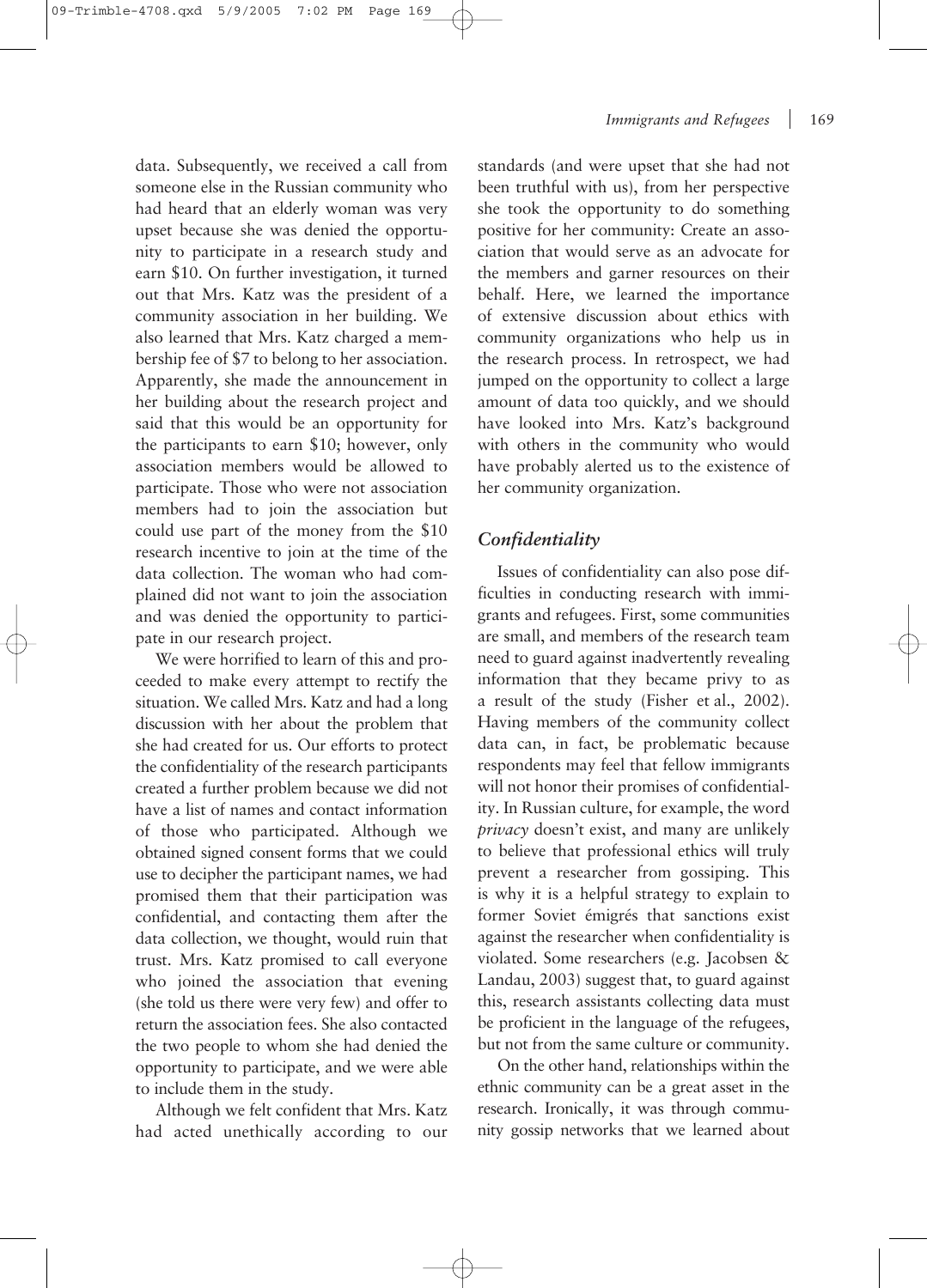data. Subsequently, we received a call from someone else in the Russian community who had heard that an elderly woman was very upset because she was denied the opportunity to participate in a research study and earn $10. On further investigation, it turned out that Mrs. Katz was the president of a community association in her building. We also learned that Mrs. Katz charged a membership fee of $7 to belong to her association. Apparently, she made the announcement in her building about the research project and said that this would be an opportunity for the participants to earn $10; however, only association members would be allowed to participate. Those who were not association members had to join the association but could use part of the money from the $10 research incentive to join at the time of the data collection. The woman who had complained did not want to join the association and was denied the opportunity to participate in our research project.

We were horrified to learn of this and proceeded to make every attempt to rectify the situation. We called Mrs. Katz and had a long discussion with her about the problem that she had created for us. Our efforts to protect the confidentiality of the research participants created a further problem because we did not have a list of names and contact information of those who participated. Although we obtained signed consent forms that we could use to decipher the participant names, we had promised them that their participation was confidential, and contacting them after the data collection, we thought, would ruin that trust. Mrs. Katz promised to call everyone who joined the association that evening (she told us there were very few) and offer to return the association fees. She also contacted the two people to whom she had denied the opportunity to participate, and we were able to include them in the study.

Although we felt confident that Mrs. Katz had acted unethically according to our standards (and were upset that she had not been truthful with us), from her perspective she took the opportunity to do something positive for her community: Create an association that would serve as an advocate for the members and garner resources on their behalf. Here, we learned the importance of extensive discussion about ethics with community organizations who help us in the research process. In retrospect, we had jumped on the opportunity to collect a large amount of data too quickly, and we should have looked into Mrs. Katz's background with others in the community who would have probably alerted us to the existence of her community organization.

### *Confidentiality*

Issues of confidentiality can also pose difficulties in conducting research with immigrants and refugees. First, some communities are small, and members of the research team need to guard against inadvertently revealing information that they became privy to as a result of the study (Fisher et al., 2002). Having members of the community collect data can, in fact, be problematic because respondents may feel that fellow immigrants will not honor their promises of confidentiality. In Russian culture, for example, the word *privacy* doesn't exist, and many are unlikely to believe that professional ethics will truly prevent a researcher from gossiping. This is why it is a helpful strategy to explain to former Soviet émigrés that sanctions exist against the researcher when confidentiality is violated. Some researchers (e.g. Jacobsen & Landau, 2003) suggest that, to guard against this, research assistants collecting data must be proficient in the language of the refugees, but not from the same culture or community.

On the other hand, relationships within the ethnic community can be a great asset in the research. Ironically, it was through community gossip networks that we learned about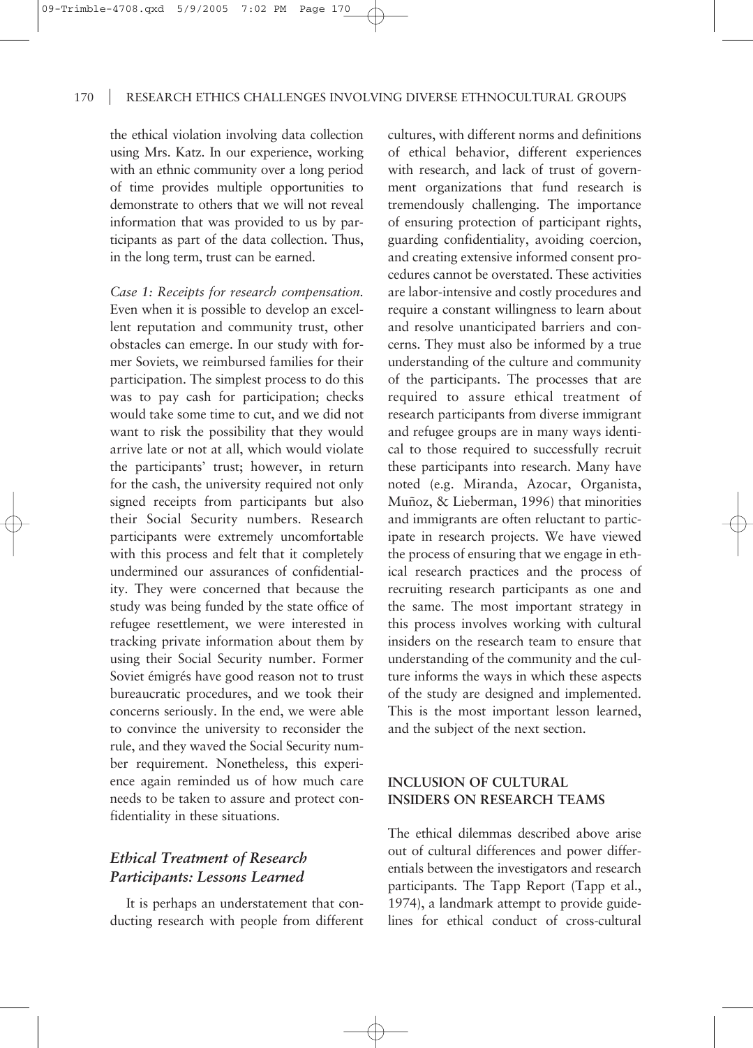the ethical violation involving data collection using Mrs. Katz. In our experience, working with an ethnic community over a long period of time provides multiple opportunities to demonstrate to others that we will not reveal information that was provided to us by participants as part of the data collection. Thus, in the long term, trust can be earned.

*Case 1: Receipts for research compensation.* Even when it is possible to develop an excellent reputation and community trust, other obstacles can emerge. In our study with former Soviets, we reimbursed families for their participation. The simplest process to do this was to pay cash for participation; checks would take some time to cut, and we did not want to risk the possibility that they would arrive late or not at all, which would violate the participants' trust; however, in return for the cash, the university required not only signed receipts from participants but also their Social Security numbers. Research participants were extremely uncomfortable with this process and felt that it completely undermined our assurances of confidentiality. They were concerned that because the study was being funded by the state office of refugee resettlement, we were interested in tracking private information about them by using their Social Security number. Former Soviet émigrés have good reason not to trust bureaucratic procedures, and we took their concerns seriously. In the end, we were able to convince the university to reconsider the rule, and they waved the Social Security number requirement. Nonetheless, this experience again reminded us of how much care needs to be taken to assure and protect confidentiality in these situations.

### *Ethical Treatment of Research Participants: Lessons Learned*

It is perhaps an understatement that conducting research with people from different cultures, with different norms and definitions of ethical behavior, different experiences with research, and lack of trust of government organizations that fund research is tremendously challenging. The importance of ensuring protection of participant rights, guarding confidentiality, avoiding coercion, and creating extensive informed consent procedures cannot be overstated. These activities are labor-intensive and costly procedures and require a constant willingness to learn about and resolve unanticipated barriers and concerns. They must also be informed by a true understanding of the culture and community of the participants. The processes that are required to assure ethical treatment of research participants from diverse immigrant and refugee groups are in many ways identical to those required to successfully recruit these participants into research. Many have noted (e.g. Miranda, Azocar, Organista, Muñoz, & Lieberman, 1996) that minorities and immigrants are often reluctant to participate in research projects. We have viewed the process of ensuring that we engage in ethical research practices and the process of recruiting research participants as one and the same. The most important strategy in this process involves working with cultural insiders on the research team to ensure that understanding of the community and the culture informs the ways in which these aspects of the study are designed and implemented. This is the most important lesson learned, and the subject of the next section.

## INCLUSION OF CULTURAL INSIDERS ON RESEARCH TEAMS

The ethical dilemmas described above arise out of cultural differences and power differentials between the investigators and research participants. The Tapp Report (Tapp et al., 1974), a landmark attempt to provide guidelines for ethical conduct of cross-cultural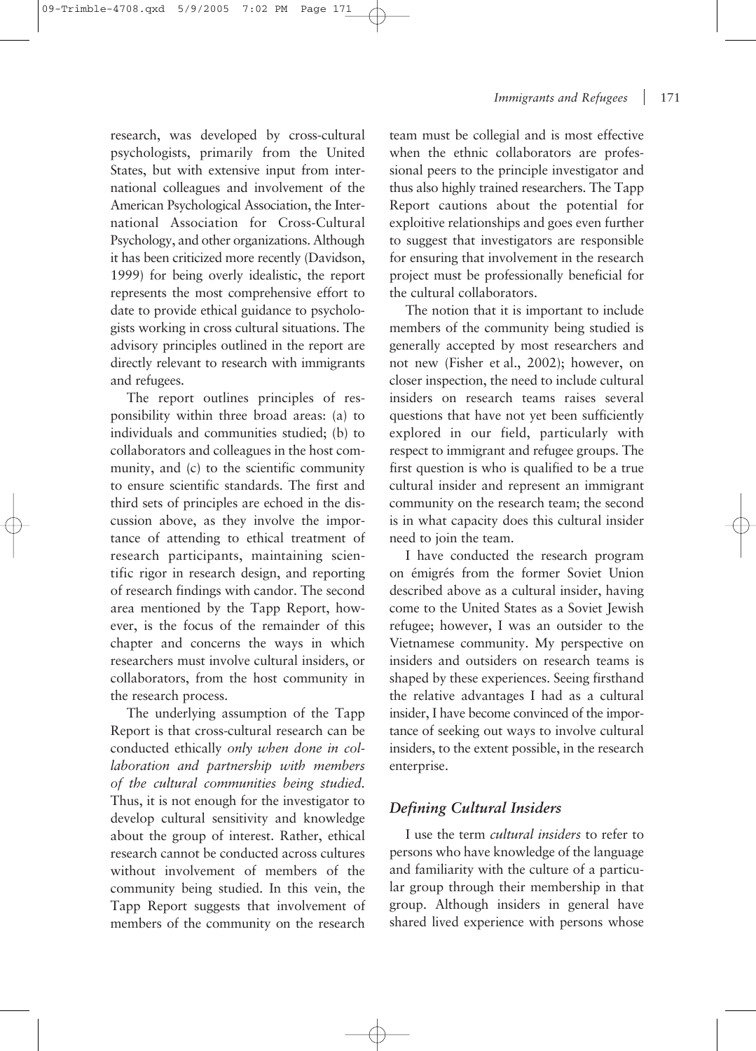research, was developed by cross-cultural psychologists, primarily from the United States, but with extensive input from international colleagues and involvement of the American Psychological Association, the International Association for Cross-Cultural Psychology, and other organizations. Although it has been criticized more recently (Davidson, 1999) for being overly idealistic, the report represents the most comprehensive effort to date to provide ethical guidance to psychologists working in cross cultural situations. The advisory principles outlined in the report are directly relevant to research with immigrants and refugees.

The report outlines principles of responsibility within three broad areas: (a) to individuals and communities studied; (b) to collaborators and colleagues in the host community, and (c) to the scientific community to ensure scientific standards. The first and third sets of principles are echoed in the discussion above, as they involve the importance of attending to ethical treatment of research participants, maintaining scientific rigor in research design, and reporting of research findings with candor. The second area mentioned by the Tapp Report, however, is the focus of the remainder of this chapter and concerns the ways in which researchers must involve cultural insiders, or collaborators, from the host community in the research process.

The underlying assumption of the Tapp Report is that cross-cultural research can be conducted ethically *only when done in collaboration and partnership with members of the cultural communities being studied.* Thus, it is not enough for the investigator to develop cultural sensitivity and knowledge about the group of interest. Rather, ethical research cannot be conducted across cultures without involvement of members of the community being studied. In this vein, the Tapp Report suggests that involvement of members of the community on the research team must be collegial and is most effective when the ethnic collaborators are professional peers to the principle investigator and thus also highly trained researchers. The Tapp Report cautions about the potential for exploitive relationships and goes even further to suggest that investigators are responsible for ensuring that involvement in the research project must be professionally beneficial for the cultural collaborators.

The notion that it is important to include members of the community being studied is generally accepted by most researchers and not new (Fisher et al., 2002); however, on closer inspection, the need to include cultural insiders on research teams raises several questions that have not yet been sufficiently explored in our field, particularly with respect to immigrant and refugee groups. The first question is who is qualified to be a true cultural insider and represent an immigrant community on the research team; the second is in what capacity does this cultural insider need to join the team.

I have conducted the research program on émigrés from the former Soviet Union described above as a cultural insider, having come to the United States as a Soviet Jewish refugee; however, I was an outsider to the Vietnamese community. My perspective on insiders and outsiders on research teams is shaped by these experiences. Seeing firsthand the relative advantages I had as a cultural insider, I have become convinced of the importance of seeking out ways to involve cultural insiders, to the extent possible, in the research enterprise.

### *Defining Cultural Insiders*

I use the term *cultural insiders* to refer to persons who have knowledge of the language and familiarity with the culture of a particular group through their membership in that group. Although insiders in general have shared lived experience with persons whose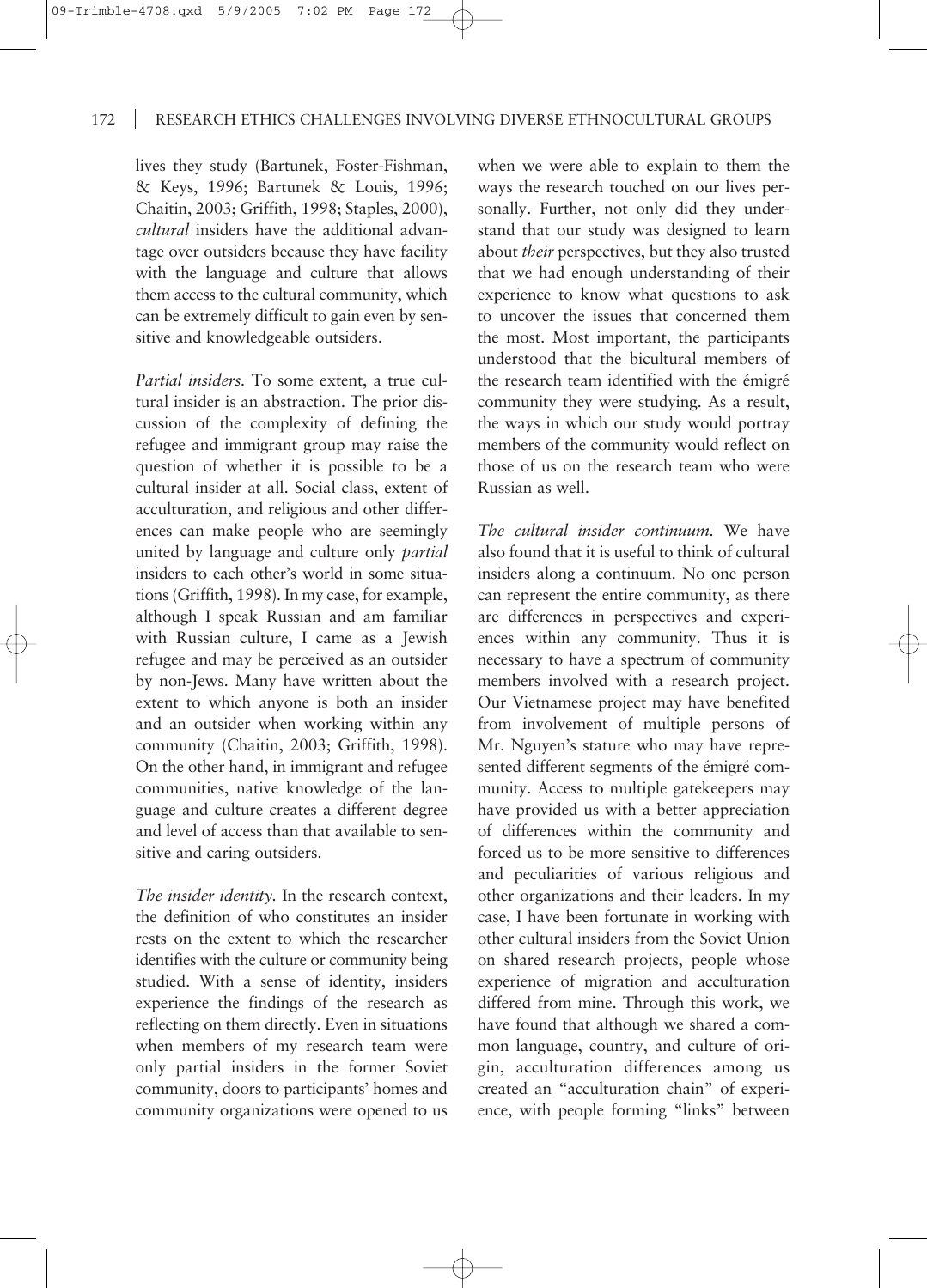lives they study (Bartunek, Foster-Fishman, & Keys, 1996; Bartunek & Louis, 1996; Chaitin, 2003; Griffith, 1998; Staples, 2000), *cultural* insiders have the additional advantage over outsiders because they have facility with the language and culture that allows them access to the cultural community, which can be extremely difficult to gain even by sensitive and knowledgeable outsiders.

*Partial insiders.* To some extent, a true cultural insider is an abstraction. The prior discussion of the complexity of defining the refugee and immigrant group may raise the question of whether it is possible to be a cultural insider at all. Social class, extent of acculturation, and religious and other differences can make people who are seemingly united by language and culture only *partial* insiders to each other's world in some situations (Griffith, 1998). In my case, for example, although I speak Russian and am familiar with Russian culture, I came as a Jewish refugee and may be perceived as an outsider by non-Jews. Many have written about the extent to which anyone is both an insider and an outsider when working within any community (Chaitin, 2003; Griffith, 1998). On the other hand, in immigrant and refugee communities, native knowledge of the language and culture creates a different degree and level of access than that available to sensitive and caring outsiders.

*The insider identity.* In the research context, the definition of who constitutes an insider rests on the extent to which the researcher identifies with the culture or community being studied. With a sense of identity, insiders experience the findings of the research as reflecting on them directly. Even in situations when members of my research team were only partial insiders in the former Soviet community, doors to participants' homes and community organizations were opened to us when we were able to explain to them the ways the research touched on our lives personally. Further, not only did they understand that our study was designed to learn about *their* perspectives, but they also trusted that we had enough understanding of their experience to know what questions to ask to uncover the issues that concerned them the most. Most important, the participants understood that the bicultural members of the research team identified with the émigré community they were studying. As a result, the ways in which our study would portray members of the community would reflect on those of us on the research team who were Russian as well.

*The cultural insider continuum.* We have also found that it is useful to think of cultural insiders along a continuum. No one person can represent the entire community, as there are differences in perspectives and experiences within any community. Thus it is necessary to have a spectrum of community members involved with a research project. Our Vietnamese project may have benefited from involvement of multiple persons of Mr. Nguyen's stature who may have represented different segments of the émigré community. Access to multiple gatekeepers may have provided us with a better appreciation of differences within the community and forced us to be more sensitive to differences and peculiarities of various religious and other organizations and their leaders. In my case, I have been fortunate in working with other cultural insiders from the Soviet Union on shared research projects, people whose experience of migration and acculturation differed from mine. Through this work, we have found that although we shared a common language, country, and culture of origin, acculturation differences among us created an "acculturation chain" of experience, with people forming "links" between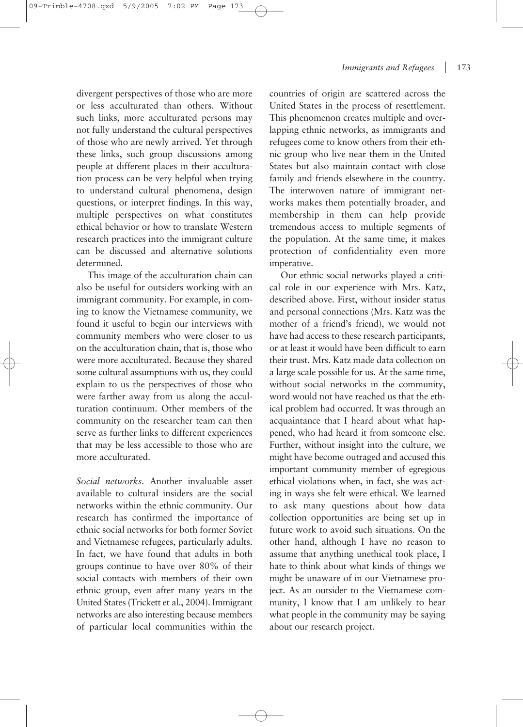divergent perspectives of those who are more or less acculturated than others. Without such links, more acculturated persons may not fully understand the cultural perspectives of those who are newly arrived. Yet through these links, such group discussions among people at different places in their acculturation process can be very helpful when trying to understand cultural phenomena, design questions, or interpret findings. In this way, multiple perspectives on what constitutes ethical behavior or how to translate Western research practices into the immigrant culture can be discussed and alternative solutions determined.

This image of the acculturation chain can also be useful for outsiders working with an immigrant community. For example, in coming to know the Vietnamese community, we found it useful to begin our interviews with community members who were closer to us on the acculturation chain, that is, those who were more acculturated. Because they shared some cultural assumptions with us, they could explain to us the perspectives of those who were farther away from us along the acculturation continuum. Other members of the community on the researcher team can then serve as further links to different experiences that may be less accessible to those who are more acculturated.

*Social networks.* Another invaluable asset available to cultural insiders are the social networks within the ethnic community. Our research has confirmed the importance of ethnic social networks for both former Soviet and Vietnamese refugees, particularly adults. In fact, we have found that adults in both groups continue to have over 80% of their social contacts with members of their own ethnic group, even after many years in the United States (Trickett et al., 2004). Immigrant networks are also interesting because members of particular local communities within the countries of origin are scattered across the United States in the process of resettlement. This phenomenon creates multiple and overlapping ethnic networks, as immigrants and refugees come to know others from their ethnic group who live near them in the United States but also maintain contact with close family and friends elsewhere in the country. The interwoven nature of immigrant networks makes them potentially broader, and membership in them can help provide tremendous access to multiple segments of the population. At the same time, it makes protection of confidentiality even more imperative.

Our ethnic social networks played a critical role in our experience with Mrs. Katz, described above. First, without insider status and personal connections (Mrs. Katz was the mother of a friend's friend), we would not have had access to these research participants, or at least it would have been difficult to earn their trust. Mrs. Katz made data collection on a large scale possible for us. At the same time, without social networks in the community, word would not have reached us that the ethical problem had occurred. It was through an acquaintance that I heard about what happened, who had heard it from someone else. Further, without insight into the culture, we might have become outraged and accused this important community member of egregious ethical violations when, in fact, she was acting in ways she felt were ethical. We learned to ask many questions about how data collection opportunities are being set up in future work to avoid such situations. On the other hand, although I have no reason to assume that anything unethical took place, I hate to think about what kinds of things we might be unaware of in our Vietnamese project. As an outsider to the Vietnamese community, I know that I am unlikely to hear what people in the community may be saying about our research project.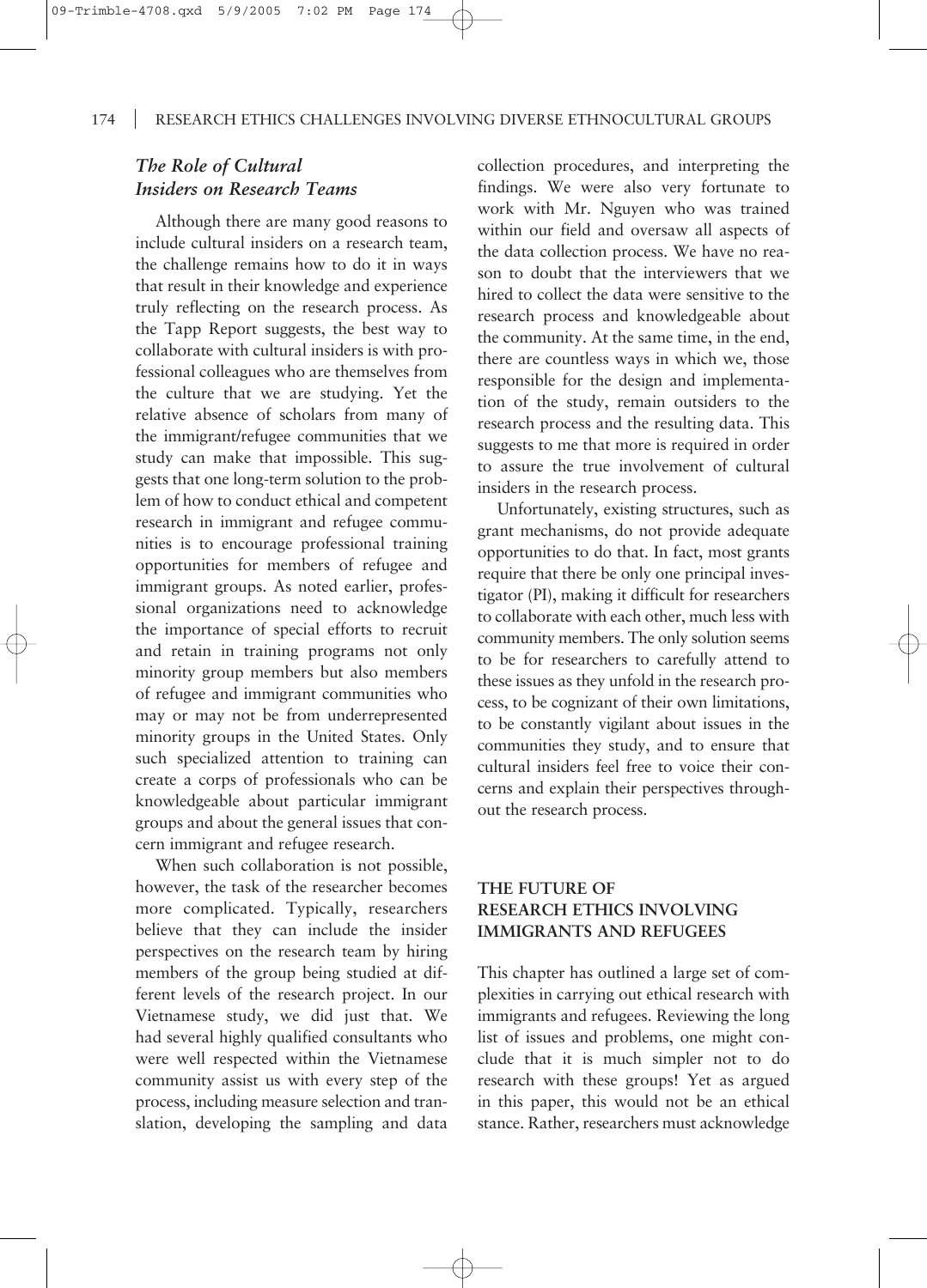### *The Role of Cultural Insiders on Research Teams*

Although there are many good reasons to include cultural insiders on a research team, the challenge remains how to do it in ways that result in their knowledge and experience truly reflecting on the research process. As the Tapp Report suggests, the best way to collaborate with cultural insiders is with professional colleagues who are themselves from the culture that we are studying. Yet the relative absence of scholars from many of the immigrant/refugee communities that we study can make that impossible. This suggests that one long-term solution to the problem of how to conduct ethical and competent research in immigrant and refugee communities is to encourage professional training opportunities for members of refugee and immigrant groups. As noted earlier, professional organizations need to acknowledge the importance of special efforts to recruit and retain in training programs not only minority group members but also members of refugee and immigrant communities who may or may not be from underrepresented minority groups in the United States. Only such specialized attention to training can create a corps of professionals who can be knowledgeable about particular immigrant groups and about the general issues that concern immigrant and refugee research.

When such collaboration is not possible, however, the task of the researcher becomes more complicated. Typically, researchers believe that they can include the insider perspectives on the research team by hiring members of the group being studied at different levels of the research project. In our Vietnamese study, we did just that. We had several highly qualified consultants who were well respected within the Vietnamese community assist us with every step of the process, including measure selection and translation, developing the sampling and data collection procedures, and interpreting the findings. We were also very fortunate to work with Mr. Nguyen who was trained within our field and oversaw all aspects of the data collection process. We have no reason to doubt that the interviewers that we hired to collect the data were sensitive to the research process and knowledgeable about the community. At the same time, in the end, there are countless ways in which we, those responsible for the design and implementation of the study, remain outsiders to the research process and the resulting data. This suggests to me that more is required in order to assure the true involvement of cultural insiders in the research process.

Unfortunately, existing structures, such as grant mechanisms, do not provide adequate opportunities to do that. In fact, most grants require that there be only one principal investigator (PI), making it difficult for researchers to collaborate with each other, much less with community members. The only solution seems to be for researchers to carefully attend to these issues as they unfold in the research process, to be cognizant of their own limitations, to be constantly vigilant about issues in the communities they study, and to ensure that cultural insiders feel free to voice their concerns and explain their perspectives throughout the research process.

## THE FUTURE OF RESEARCH ETHICS INVOLVING IMMIGRANTS AND REFUGEES

This chapter has outlined a large set of complexities in carrying out ethical research with immigrants and refugees. Reviewing the long list of issues and problems, one might conclude that it is much simpler not to do research with these groups! Yet as argued in this paper, this would not be an ethical stance. Rather, researchers must acknowledge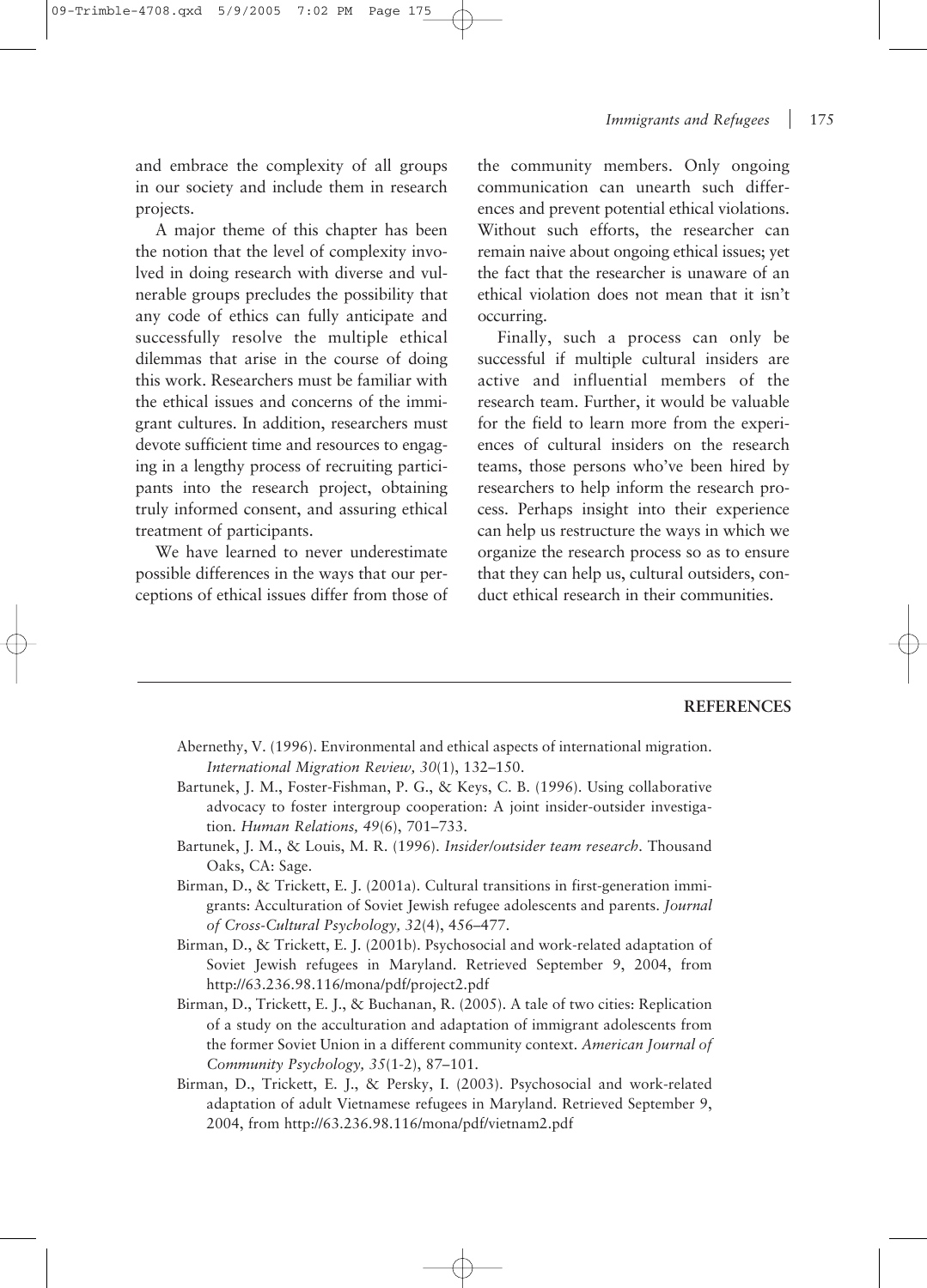and embrace the complexity of all groups in our society and include them in research projects.

A major theme of this chapter has been the notion that the level of complexity involved in doing research with diverse and vulnerable groups precludes the possibility that any code of ethics can fully anticipate and successfully resolve the multiple ethical dilemmas that arise in the course of doing this work. Researchers must be familiar with the ethical issues and concerns of the immigrant cultures. In addition, researchers must devote sufficient time and resources to engaging in a lengthy process of recruiting participants into the research project, obtaining truly informed consent, and assuring ethical treatment of participants.

We have learned to never underestimate possible differences in the ways that our perceptions of ethical issues differ from those of the community members. Only ongoing communication can unearth such differences and prevent potential ethical violations. Without such efforts, the researcher can remain naive about ongoing ethical issues; yet the fact that the researcher is unaware of an ethical violation does not mean that it isn't occurring.

Finally, such a process can only be successful if multiple cultural insiders are active and influential members of the research team. Further, it would be valuable for the field to learn more from the experiences of cultural insiders on the research teams, those persons who've been hired by researchers to help inform the research process. Perhaps insight into their experience can help us restructure the ways in which we organize the research process so as to ensure that they can help us, cultural outsiders, conduct ethical research in their communities.

## REFERENCES

Abernethy, V. (1996). Environmental and ethical aspects of international migration. *International Migration Review, 30*(1), 132–150.

Bartunek, J. M., Foster-Fishman, P. G., & Keys, C. B. (1996). Using collaborative advocacy to foster intergroup cooperation: A joint insider-outsider investigation. *Human Relations, 49*(6), 701–733.

Bartunek, J. M., & Louis, M. R. (1996). *Insider/outsider team research*. Thousand Oaks, CA: Sage.

Birman, D., & Trickett, E. J. (2001a). Cultural transitions in first-generation immigrants: Acculturation of Soviet Jewish refugee adolescents and parents. *Journal of Cross-Cultural Psychology, 32*(4), 456–477.

Birman, D., & Trickett, E. J. (2001b). Psychosocial and work-related adaptation of Soviet Jewish refugees in Maryland. Retrieved September 9, 2004, from http://63.236.98.116/mona/pdf/project2.pdf

Birman, D., Trickett, E. J., & Buchanan, R. (2005). A tale of two cities: Replication of a study on the acculturation and adaptation of immigrant adolescents from the former Soviet Union in a different community context. *American Journal of Community Psychology, 35*(1-2), 87–101.

Birman, D., Trickett, E. J., & Persky, I. (2003). Psychosocial and work-related adaptation of adult Vietnamese refugees in Maryland. Retrieved September 9, 2004, from http://63.236.98.116/mona/pdf/vietnam2.pdf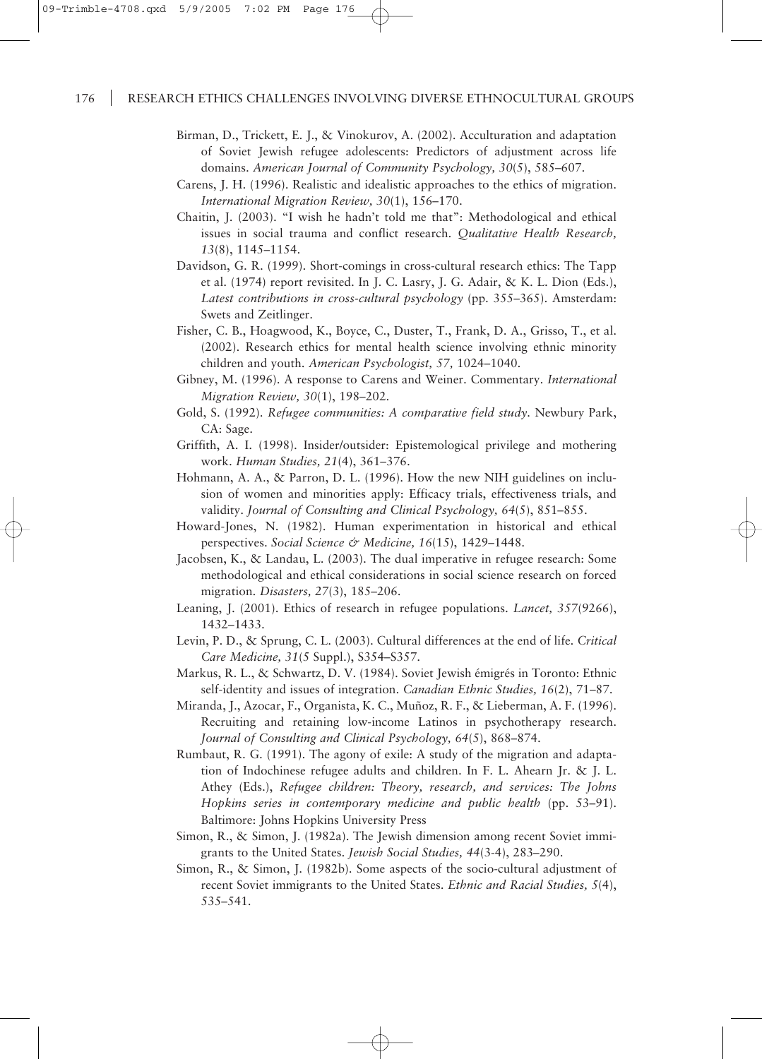Birman, D., Trickett, E. J., & Vinokurov, A. (2002). Acculturation and adaptation of Soviet Jewish refugee adolescents: Predictors of adjustment across life domains. *American Journal of Community Psychology, 30*(5), 585–607.

Carens, J. H. (1996). Realistic and idealistic approaches to the ethics of migration. *International Migration Review, 30*(1), 156–170.

Chaitin, J. (2003). "I wish he hadn't told me that": Methodological and ethical issues in social trauma and conflict research. *Qualitative Health Research, 13*(8), 1145–1154.

Davidson, G. R. (1999). Short-comings in cross-cultural research ethics: The Tapp et al. (1974) report revisited. In J. C. Lasry, J. G. Adair, & K. L. Dion (Eds.), *Latest contributions in cross-cultural psychology* (pp. 355–365). Amsterdam: Swets and Zeitlinger.

Fisher, C. B., Hoagwood, K., Boyce, C., Duster, T., Frank, D. A., Grisso, T., et al. (2002). Research ethics for mental health science involving ethnic minority children and youth. *American Psychologist, 57,* 1024–1040.

Gibney, M. (1996). A response to Carens and Weiner. Commentary. *International Migration Review, 30*(1), 198–202.

Gold, S. (1992). *Refugee communities: A comparative field study.* Newbury Park, CA: Sage.

Griffith, A. I. (1998). Insider/outsider: Epistemological privilege and mothering work. *Human Studies, 21*(4), 361–376.

Hohmann, A. A., & Parron, D. L. (1996). How the new NIH guidelines on inclusion of women and minorities apply: Efficacy trials, effectiveness trials, and validity. *Journal of Consulting and Clinical Psychology, 64*(5), 851–855.

Howard-Jones, N. (1982). Human experimentation in historical and ethical perspectives. *Social Science & Medicine, 16*(15), 1429–1448.

Jacobsen, K., & Landau, L. (2003). The dual imperative in refugee research: Some methodological and ethical considerations in social science research on forced migration. *Disasters, 27*(3), 185–206.

Leaning, J. (2001). Ethics of research in refugee populations. *Lancet, 357*(9266), 1432–1433.

Levin, P. D., & Sprung, C. L. (2003). Cultural differences at the end of life. *Critical Care Medicine, 31*(5 Suppl.), S354–S357.

Markus, R. L., & Schwartz, D. V. (1984). Soviet Jewish émigrés in Toronto: Ethnic self-identity and issues of integration. *Canadian Ethnic Studies, 16*(2), 71–87.

Miranda, J., Azocar, F., Organista, K. C., Muñoz, R. F., & Lieberman, A. F. (1996). Recruiting and retaining low-income Latinos in psychotherapy research. *Journal of Consulting and Clinical Psychology, 64*(5), 868–874.

Rumbaut, R. G. (1991). The agony of exile: A study of the migration and adaptation of Indochinese refugee adults and children. In F. L. Ahearn Jr. & J. L. Athey (Eds.), *Refugee children: Theory, research, and services: The Johns Hopkins series in contemporary medicine and public health* (pp. 53–91). Baltimore: Johns Hopkins University Press

Simon, R., & Simon, J. (1982a). The Jewish dimension among recent Soviet immigrants to the United States. *Jewish Social Studies, 44*(3-4), 283–290.

Simon, R., & Simon, J. (1982b). Some aspects of the socio-cultural adjustment of recent Soviet immigrants to the United States. *Ethnic and Racial Studies, 5*(4), 535–541.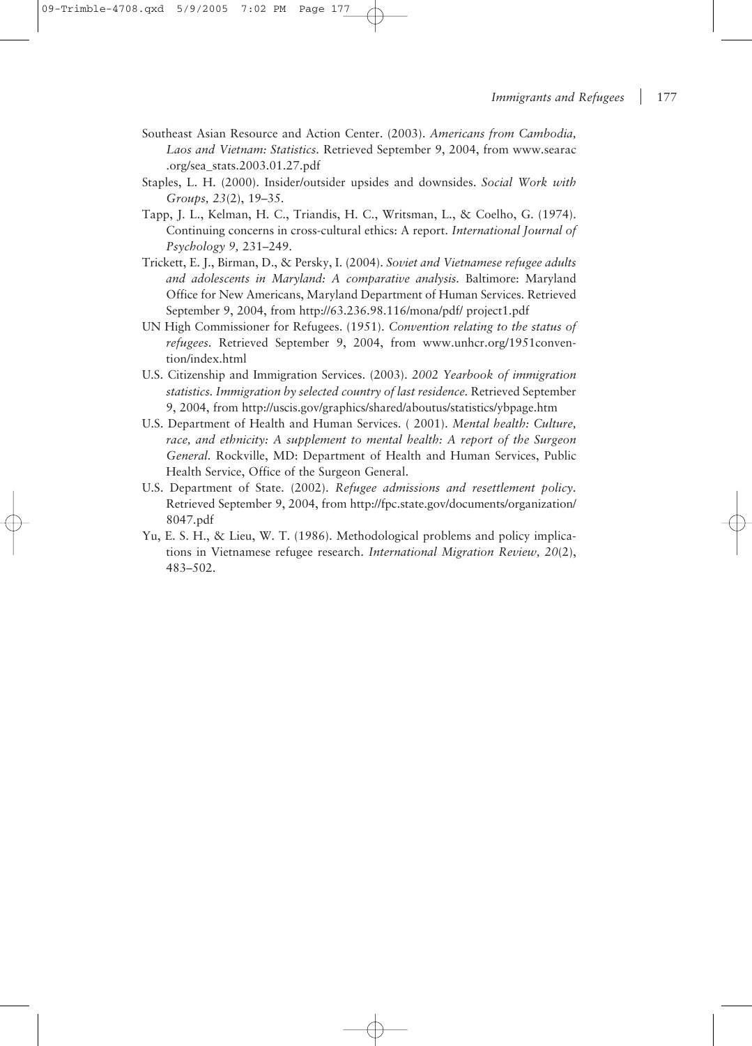Southeast Asian Resource and Action Center. (2003). *Americans from Cambodia, Laos and Vietnam: Statistics.* Retrieved September 9, 2004, from www.searac.org/sea_stats.2003.01.27.pdf

Staples, L. H. (2000). Insider/outsider upsides and downsides. *Social Work with Groups, 23*(2), 19–35.

Tapp, J. L., Kelman, H. C., Triandis, H. C., Writsman, L., & Coelho, G. (1974). Continuing concerns in cross-cultural ethics: A report. *International Journal of Psychology 9,* 231–249.

Trickett, E. J., Birman, D., & Persky, I. (2004). *Soviet and Vietnamese refugee adults and adolescents in Maryland: A comparative analysis.* Baltimore: Maryland Office for New Americans, Maryland Department of Human Services. Retrieved September 9, 2004, from http://63.236.98.116/mona/pdf/ project1.pdf

UN High Commissioner for Refugees. (1951). *Convention relating to the status of refugees.* Retrieved September 9, 2004, from www.unhcr.org/1951convention/index.html

U.S. Citizenship and Immigration Services. (2003). *2002 Yearbook of immigration statistics. Immigration by selected country of last residence.* Retrieved September 9, 2004, from http://uscis.gov/graphics/shared/aboutus/statistics/ybpage.htm

U.S. Department of Health and Human Services. ( 2001). *Mental health: Culture, race, and ethnicity: A supplement to mental health: A report of the Surgeon General.* Rockville, MD: Department of Health and Human Services, Public Health Service, Office of the Surgeon General.

U.S. Department of State. (2002). *Refugee admissions and resettlement policy.* Retrieved September 9, 2004, from http://fpc.state.gov/documents/organization/8047.pdf

Yu, E. S. H., & Lieu, W. T. (1986). Methodological problems and policy implications in Vietnamese refugee research. *International Migration Review, 20*(2), 483–502.